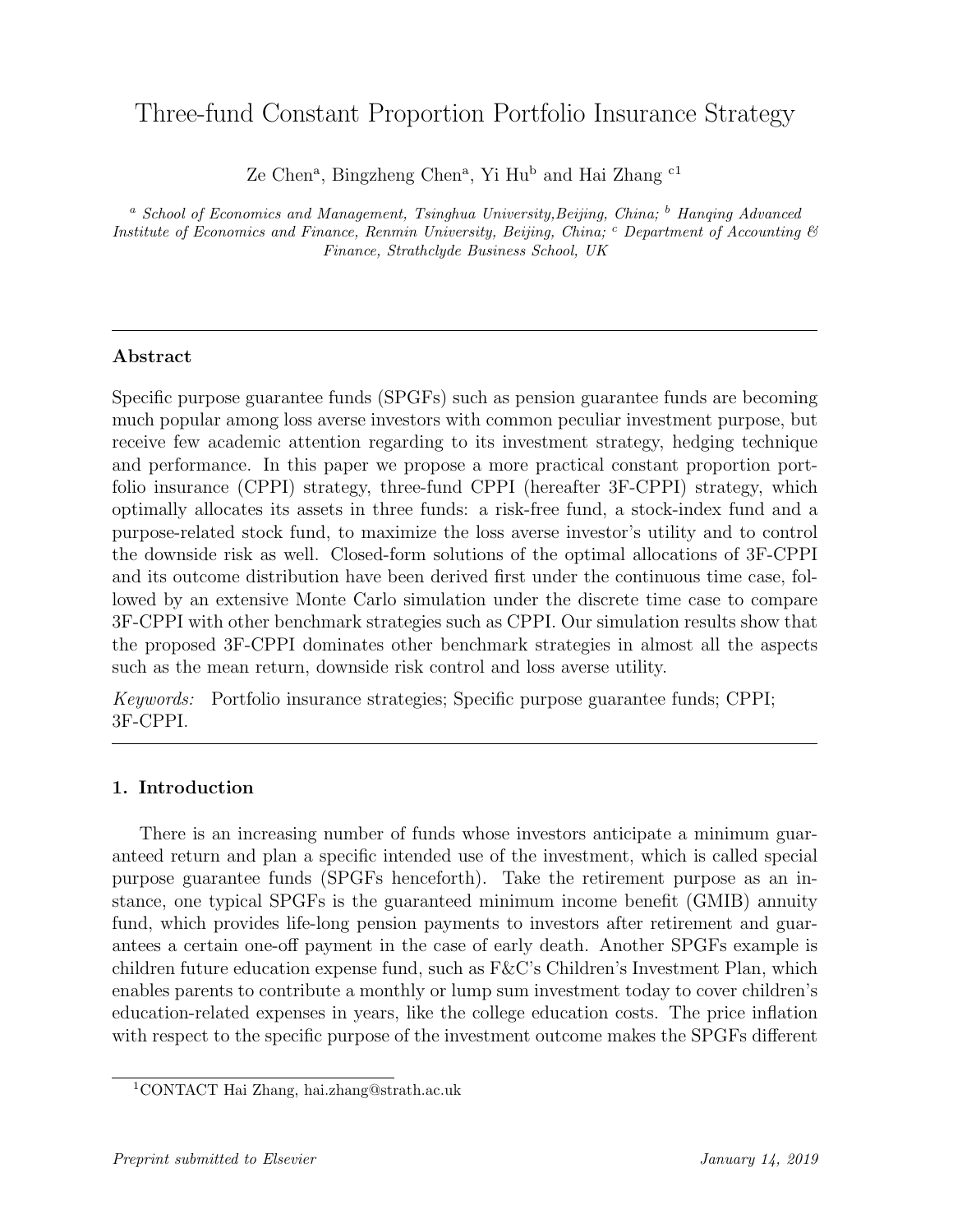# Three-fund Constant Proportion Portfolio Insurance Strategy

Ze Chen[a], Bingzheng Chen[a], Yi Hu[b] and Hai Zhang [c1]

[a] *School of Economics and Management, Tsinghua University,Beijing, China;* [b] *Hanqing Advanced Institute of Economics and Finance, Renmin University, Beijing, China;* [c] *Department of Accounting & Finance, Strathclyde Business School, UK*

---

**Abstract**

Specific purpose guarantee funds (SPGFs) such as pension guarantee funds are becoming much popular among loss averse investors with common peculiar investment purpose, but receive few academic attention regarding to its investment strategy, hedging technique and performance. In this paper we propose a more practical constant proportion portfolio insurance (CPPI) strategy, three-fund CPPI (hereafter 3F-CPPI) strategy, which optimally allocates its assets in three funds: a risk-free fund, a stock-index fund and a purpose-related stock fund, to maximize the loss averse investor's utility and to control the downside risk as well. Closed-form solutions of the optimal allocations of 3F-CPPI and its outcome distribution have been derived first under the continuous time case, followed by an extensive Monte Carlo simulation under the discrete time case to compare 3F-CPPI with other benchmark strategies such as CPPI. Our simulation results show that the proposed 3F-CPPI dominates other benchmark strategies in almost all the aspects such as the mean return, downside risk control and loss averse utility.

*Keywords:* Portfolio insurance strategies; Specific purpose guarantee funds; CPPI; 3F-CPPI.

---

## 1. Introduction

There is an increasing number of funds whose investors anticipate a minimum guaranteed return and plan a specific intended use of the investment, which is called special purpose guarantee funds (SPGFs henceforth). Take the retirement purpose as an instance, one typical SPGFs is the guaranteed minimum income benefit (GMIB) annuity fund, which provides life-long pension payments to investors after retirement and guarantees a certain one-off payment in the case of early death. Another SPGFs example is children future education expense fund, such as F&C's Children's Investment Plan, which enables parents to contribute a monthly or lump sum investment today to cover children's education-related expenses in years, like the college education costs. The price inflation with respect to the specific purpose of the investment outcome makes the SPGFs different

[1] CONTACT Hai Zhang, hai.zhang@strath.ac.uk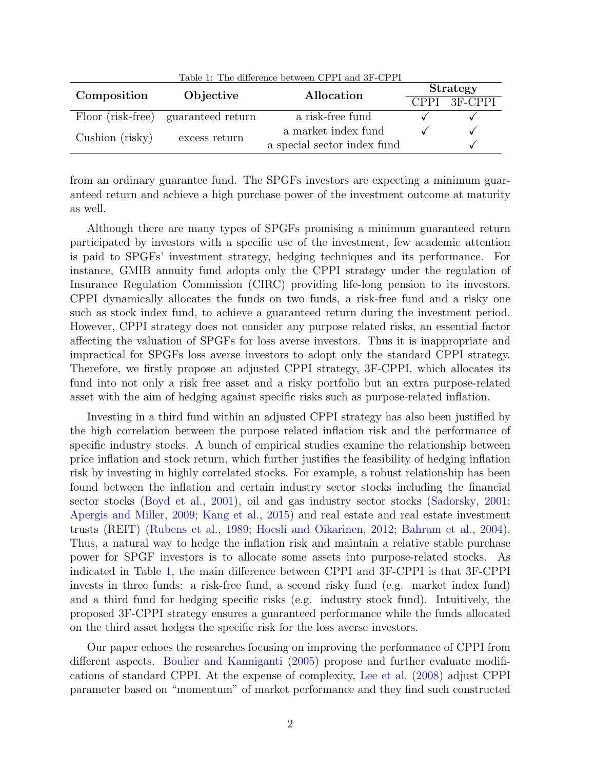Table 1: The difference between CPPI and 3F-CPPI

| **Composition** | **Objective** | **Allocation** | **Strategy** | |
|---|---|---|---|---|
| | | | CPPI | 3F-CPPI |
| Floor (risk-free) | guaranteed return | a risk-free fund | ✓ | ✓ |
| Cushion (risky) | excess return | a market index fund | ✓ | ✓ |
| | | a special sector index fund | | ✓ |

from an ordinary guarantee fund. The SPGFs investors are expecting a minimum guaranteed return and achieve a high purchase power of the investment outcome at maturity as well.

Although there are many types of SPGFs promising a minimum guaranteed return participated by investors with a specific use of the investment, few academic attention is paid to SPGFs' investment strategy, hedging techniques and its performance. For instance, GMIB annuity fund adopts only the CPPI strategy under the regulation of Insurance Regulation Commission (CIRC) providing life-long pension to its investors. CPPI dynamically allocates the funds on two funds, a risk-free fund and a risky one such as stock index fund, to achieve a guaranteed return during the investment period. However, CPPI strategy does not consider any purpose related risks, an essential factor affecting the valuation of SPGFs for loss averse investors. Thus it is inappropriate and impractical for SPGFs loss averse investors to adopt only the standard CPPI strategy. Therefore, we firstly propose an adjusted CPPI strategy, 3F-CPPI, which allocates its fund into not only a risk free asset and a risky portfolio but an extra purpose-related asset with the aim of hedging against specific risks such as purpose-related inflation.

Investing in a third fund within an adjusted CPPI strategy has also been justified by the high correlation between the purpose related inflation risk and the performance of specific industry stocks. A bunch of empirical studies examine the relationship between price inflation and stock return, which further justifies the feasibility of hedging inflation risk by investing in highly correlated stocks. For example, a robust relationship has been found between the inflation and certain industry sector stocks including the financial sector stocks (Boyd et al., 2001), oil and gas industry sector stocks (Sadorsky, 2001; Apergis and Miller, 2009; Kang et al., 2015) and real estate and real estate investment trusts (REIT) (Rubens et al., 1989; Hoesli and Oikarinen, 2012; Bahram et al., 2004). Thus, a natural way to hedge the inflation risk and maintain a relative stable purchase power for SPGF investors is to allocate some assets into purpose-related stocks. As indicated in Table 1, the main difference between CPPI and 3F-CPPI is that 3F-CPPI invests in three funds: a risk-free fund, a second risky fund (e.g. market index fund) and a third fund for hedging specific risks (e.g. industry stock fund). Intuitively, the proposed 3F-CPPI strategy ensures a guaranteed performance while the funds allocated on the third asset hedges the specific risk for the loss averse investors.

Our paper echoes the researches focusing on improving the performance of CPPI from different aspects. Boulier and Kanniganti (2005) propose and further evaluate modifications of standard CPPI. At the expense of complexity, Lee et al. (2008) adjust CPPI parameter based on "momentum" of market performance and they find such constructed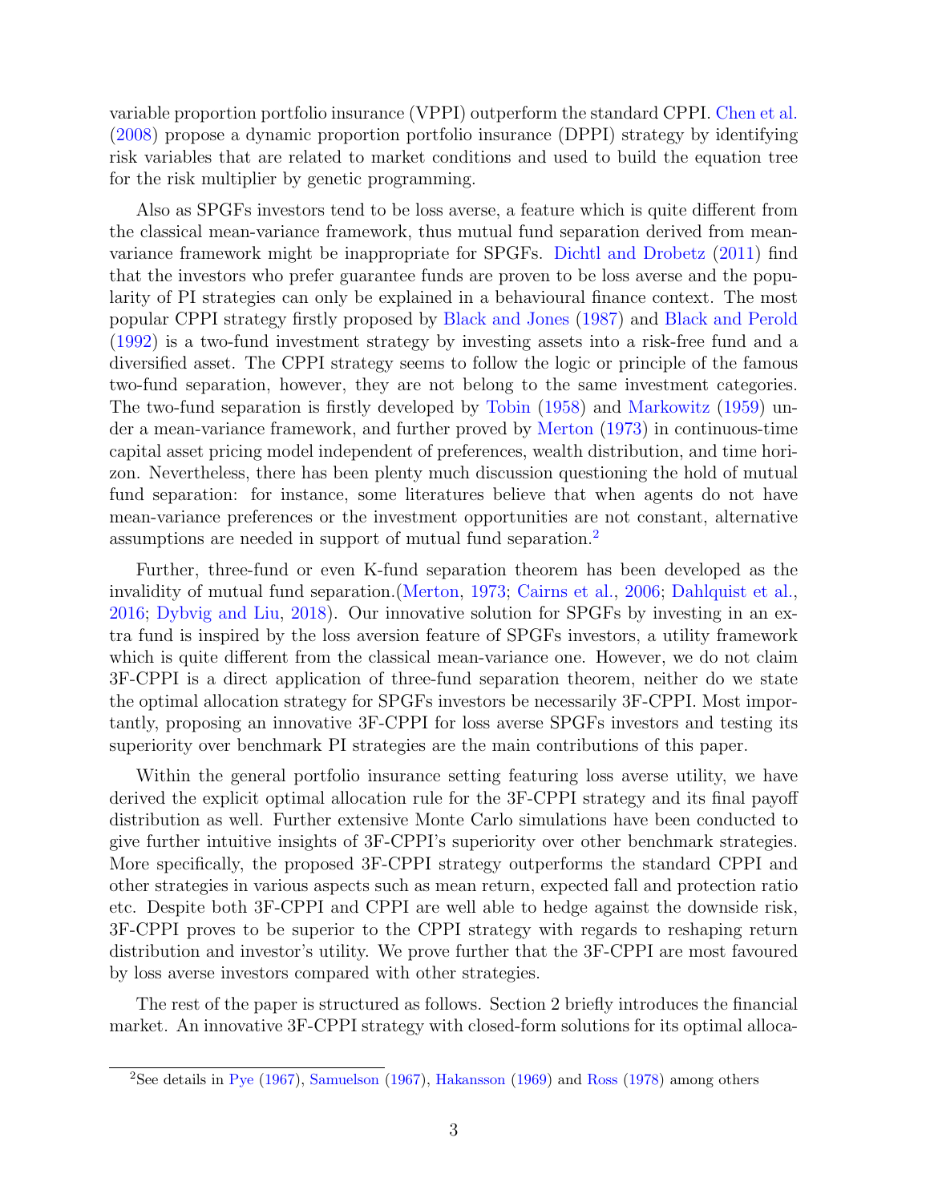variable proportion portfolio insurance (VPPI) outperform the standard CPPI. Chen et al. (2008) propose a dynamic proportion portfolio insurance (DPPI) strategy by identifying risk variables that are related to market conditions and used to build the equation tree for the risk multiplier by genetic programming.

Also as SPGFs investors tend to be loss averse, a feature which is quite different from the classical mean-variance framework, thus mutual fund separation derived from mean-variance framework might be inappropriate for SPGFs. Dichtl and Drobetz (2011) find that the investors who prefer guarantee funds are proven to be loss averse and the popularity of PI strategies can only be explained in a behavioural finance context. The most popular CPPI strategy firstly proposed by Black and Jones (1987) and Black and Perold (1992) is a two-fund investment strategy by investing assets into a risk-free fund and a diversified asset. The CPPI strategy seems to follow the logic or principle of the famous two-fund separation, however, they are not belong to the same investment categories. The two-fund separation is firstly developed by Tobin (1958) and Markowitz (1959) under a mean-variance framework, and further proved by Merton (1973) in continuous-time capital asset pricing model independent of preferences, wealth distribution, and time horizon. Nevertheless, there has been plenty much discussion questioning the hold of mutual fund separation: for instance, some literatures believe that when agents do not have mean-variance preferences or the investment opportunities are not constant, alternative assumptions are needed in support of mutual fund separation.[2]

Further, three-fund or even K-fund separation theorem has been developed as the invalidity of mutual fund separation.(Merton, 1973; Cairns et al., 2006; Dahlquist et al., 2016; Dybvig and Liu, 2018). Our innovative solution for SPGFs by investing in an extra fund is inspired by the loss aversion feature of SPGFs investors, a utility framework which is quite different from the classical mean-variance one. However, we do not claim 3F-CPPI is a direct application of three-fund separation theorem, neither do we state the optimal allocation strategy for SPGFs investors be necessarily 3F-CPPI. Most importantly, proposing an innovative 3F-CPPI for loss averse SPGFs investors and testing its superiority over benchmark PI strategies are the main contributions of this paper.

Within the general portfolio insurance setting featuring loss averse utility, we have derived the explicit optimal allocation rule for the 3F-CPPI strategy and its final payoff distribution as well. Further extensive Monte Carlo simulations have been conducted to give further intuitive insights of 3F-CPPI's superiority over other benchmark strategies. More specifically, the proposed 3F-CPPI strategy outperforms the standard CPPI and other strategies in various aspects such as mean return, expected fall and protection ratio etc. Despite both 3F-CPPI and CPPI are well able to hedge against the downside risk, 3F-CPPI proves to be superior to the CPPI strategy with regards to reshaping return distribution and investor's utility. We prove further that the 3F-CPPI are most favoured by loss averse investors compared with other strategies.

The rest of the paper is structured as follows. Section 2 briefly introduces the financial market. An innovative 3F-CPPI strategy with closed-form solutions for its optimal alloca-

[2] See details in Pye (1967), Samuelson (1967), Hakansson (1969) and Ross (1978) among others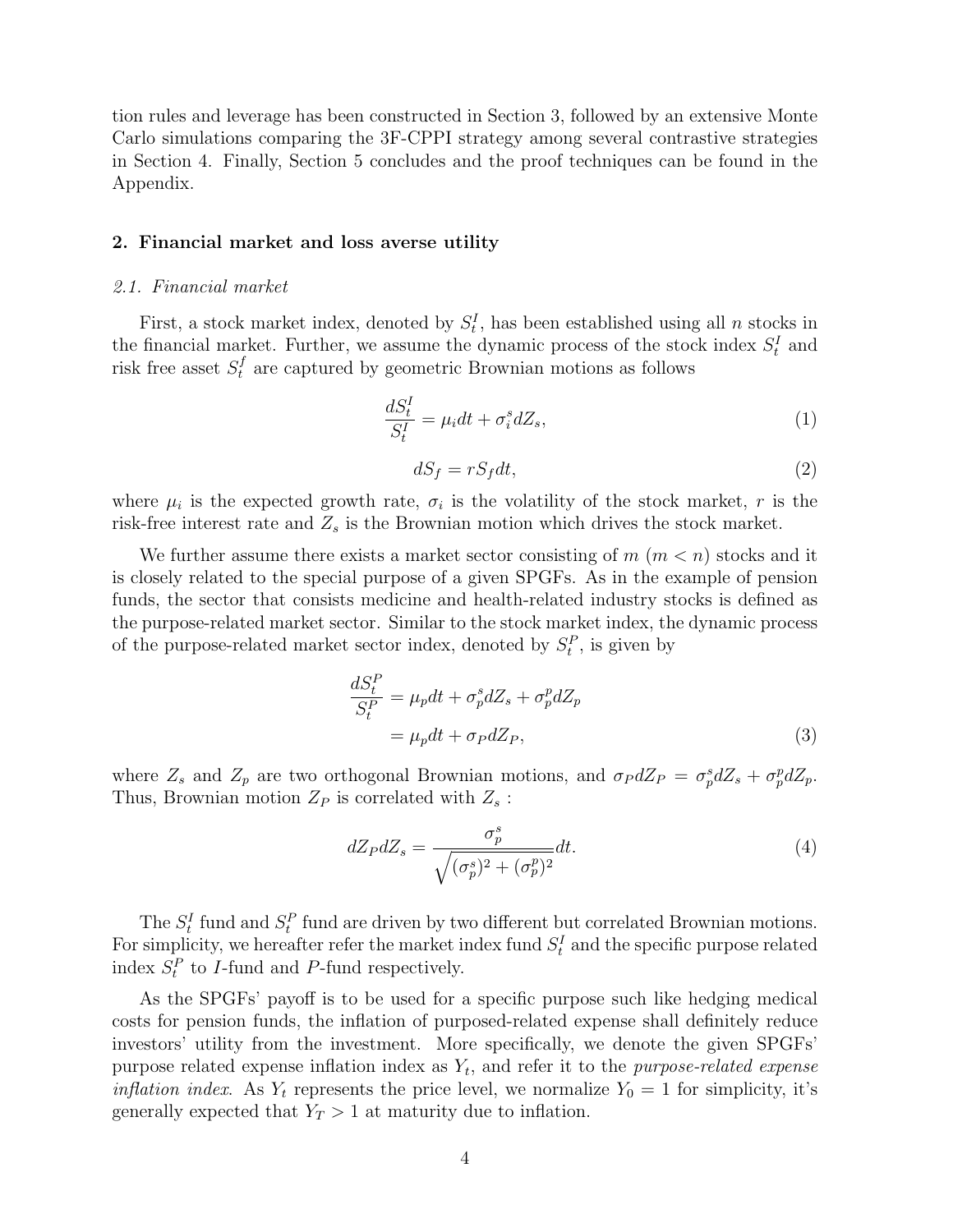tion rules and leverage has been constructed in Section 3, followed by an extensive Monte Carlo simulations comparing the 3F-CPPI strategy among several contrastive strategies in Section 4. Finally, Section 5 concludes and the proof techniques can be found in the Appendix.

## 2. Financial market and loss averse utility

### *2.1. Financial market*

First, a stock market index, denoted by $S_t^I$, has been established using all $n$ stocks in the financial market. Further, we assume the dynamic process of the stock index $S_t^I$ and risk free asset $S_t^f$ are captured by geometric Brownian motions as follows

$$\frac{dS_t^I}{S_t^I} = \mu_i dt + \sigma_i^s dZ_s, \tag{1}$$

$$dS_f = rS_f dt, \tag{2}$$

where $\mu_i$ is the expected growth rate, $\sigma_i$ is the volatility of the stock market, $r$ is the risk-free interest rate and $Z_s$ is the Brownian motion which drives the stock market.

We further assume there exists a market sector consisting of $m$ ($m < n$) stocks and it is closely related to the special purpose of a given SPGFs. As in the example of pension funds, the sector that consists medicine and health-related industry stocks is defined as the purpose-related market sector. Similar to the stock market index, the dynamic process of the purpose-related market sector index, denoted by $S_t^P$, is given by

$$\begin{aligned}\frac{dS_t^P}{S_t^P} &= \mu_p dt + \sigma_p^s dZ_s + \sigma_p^p dZ_p \\ &= \mu_p dt + \sigma_P dZ_P,\end{aligned} \tag{3}$$

where $Z_s$ and $Z_p$ are two orthogonal Brownian motions, and $\sigma_P dZ_P = \sigma_p^s dZ_s + \sigma_p^p dZ_p$. Thus, Brownian motion $Z_P$ is correlated with $Z_s$ :

$$dZ_P dZ_s = \frac{\sigma_p^s}{\sqrt{(\sigma_p^s)^2 + (\sigma_p^p)^2}} dt. \tag{4}$$

The $S_t^I$ fund and $S_t^P$ fund are driven by two different but correlated Brownian motions. For simplicity, we hereafter refer the market index fund $S_t^I$ and the specific purpose related index $S_t^P$ to *I*-fund and *P*-fund respectively.

As the SPGFs' payoff is to be used for a specific purpose such like hedging medical costs for pension funds, the inflation of purposed-related expense shall definitely reduce investors' utility from the investment. More specifically, we denote the given SPGFs' purpose related expense inflation index as $Y_t$, and refer it to the *purpose-related expense inflation index*. As $Y_t$ represents the price level, we normalize $Y_0 = 1$ for simplicity, it's generally expected that $Y_T > 1$ at maturity due to inflation.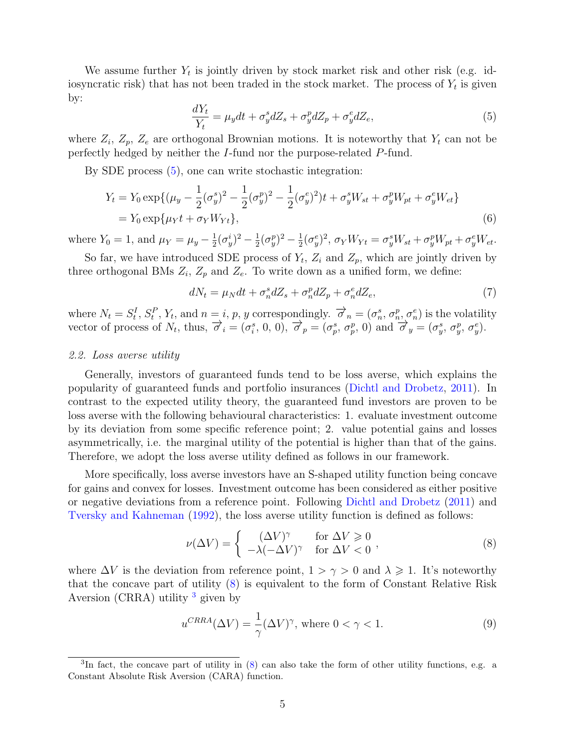We assume further $Y_t$ is jointly driven by stock market risk and other risk (e.g. idiosyncratic risk) that has not been traded in the stock market. The process of $Y_t$ is given by:

$$\frac{dY_t}{Y_t} = \mu_y dt + \sigma_y^s dZ_s + \sigma_y^p dZ_p + \sigma_y^e dZ_e, \tag{5}$$

where $Z_i$, $Z_p$, $Z_e$ are orthogonal Brownian motions. It is noteworthy that $Y_t$ can not be perfectly hedged by neither the $I$-fund nor the purpose-related $P$-fund.

By SDE process (5), one can write stochastic integration:

$$\begin{aligned}
Y_t &= Y_0 \exp\{(\mu_y - \frac{1}{2}(\sigma_y^s)^2 - \frac{1}{2}(\sigma_y^p)^2 - \frac{1}{2}(\sigma_y^e)^2)t + \sigma_y^s W_{st} + \sigma_y^p W_{pt} + \sigma_y^e W_{et}\} \\
&= Y_0 \exp\{\mu_Y t + \sigma_Y W_{Yt}\},
\end{aligned} \tag{6}$$

where $Y_0 = 1$, and $\mu_Y = \mu_y - \frac{1}{2}(\sigma_y^i)^2 - \frac{1}{2}(\sigma_y^p)^2 - \frac{1}{2}(\sigma_y^e)^2$, $\sigma_Y W_{Yt} = \sigma_y^s W_{st} + \sigma_y^p W_{pt} + \sigma_y^e W_{et}$.

So far, we have introduced SDE process of $Y_t$, $Z_i$ and $Z_p$, which are jointly driven by three orthogonal BMs $Z_i$, $Z_p$ and $Z_e$. To write down as a unified form, we define:

$$dN_t = \mu_N dt + \sigma_n^s dZ_s + \sigma_n^p dZ_p + \sigma_n^e dZ_e, \tag{7}$$

where $N_t = S_t^I, S_t^P, Y_t$, and $n = i, p, y$ correspondingly. $\overrightarrow{\sigma}_n = (\sigma_n^s, \sigma_n^p, \sigma_n^e)$ is the volatility vector of process of $N_t$, thus, $\overrightarrow{\sigma}_i = (\sigma_i^s, 0, 0)$, $\overrightarrow{\sigma}_p = (\sigma_p^s, \sigma_p^p, 0)$ and $\overrightarrow{\sigma}_y = (\sigma_y^s, \sigma_y^p, \sigma_y^e)$.

### *2.2. Loss averse utility*

Generally, investors of guaranteed funds tend to be loss averse, which explains the popularity of guaranteed funds and portfolio insurances (Dichtl and Drobetz, 2011). In contrast to the expected utility theory, the guaranteed fund investors are proven to be loss averse with the following behavioural characteristics: 1. evaluate investment outcome by its deviation from some specific reference point; 2. value potential gains and losses asymmetrically, i.e. the marginal utility of the potential is higher than that of the gains. Therefore, we adopt the loss averse utility defined as follows in our framework.

More specifically, loss averse investors have an S-shaped utility function being concave for gains and convex for losses. Investment outcome has been considered as either positive or negative deviations from a reference point. Following Dichtl and Drobetz (2011) and Tversky and Kahneman (1992), the loss averse utility function is defined as follows:

$$\nu(\Delta V) = \left\{ \begin{array}{ll} (\Delta V)^\gamma & \text{for } \Delta V \geqslant 0 \\ -\lambda(-\Delta V)^\gamma & \text{for } \Delta V < 0 \end{array} \right., \tag{8}$$

where $\Delta V$ is the deviation from reference point, $1 > \gamma > 0$ and $\lambda \geqslant 1$. It's noteworthy that the concave part of utility (8) is equivalent to the form of Constant Relative Risk Aversion (CRRA) utility [3] given by

$$u^{CRRA}(\Delta V) = \frac{1}{\gamma}(\Delta V)^\gamma, \text{ where } 0 < \gamma < 1. \tag{9}$$

[3] In fact, the concave part of utility in (8) can also take the form of other utility functions, e.g. a Constant Absolute Risk Aversion (CARA) function.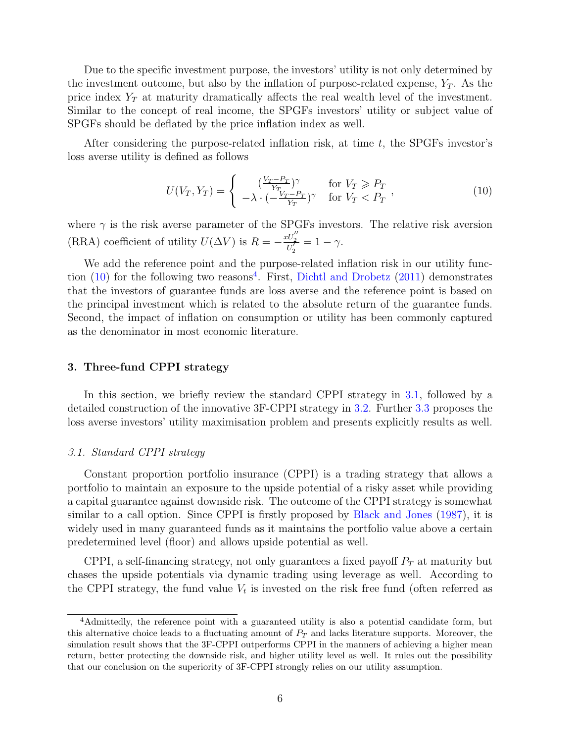Due to the specific investment purpose, the investors' utility is not only determined by the investment outcome, but also by the inflation of purpose-related expense, $Y_T$. As the price index $Y_T$ at maturity dramatically affects the real wealth level of the investment. Similar to the concept of real income, the SPGFs investors' utility or subject value of SPGFs should be deflated by the price inflation index as well.

After considering the purpose-related inflation risk, at time $t$, the SPGFs investor's loss averse utility is defined as follows

$$U(V_T, Y_T) = \begin{cases} (\frac{V_T - P_T}{Y_T})^{\gamma} & \text{for } V_T \geqslant P_T \\ -\lambda \cdot (-\frac{V_T - P_T}{Y_T})^{\gamma} & \text{for } V_T < P_T \end{cases}, \tag{10}$$

where $\gamma$ is the risk averse parameter of the SPGFs investors. The relative risk aversion (RRA) coefficient of utility $U(\Delta V)$ is $R = -\frac{xU_2''}{U_2'} = 1 - \gamma$.

We add the reference point and the purpose-related inflation risk in our utility function (10) for the following two reasons[4]. First, Dichtl and Drobetz (2011) demonstrates that the investors of guarantee funds are loss averse and the reference point is based on the principal investment which is related to the absolute return of the guarantee funds. Second, the impact of inflation on consumption or utility has been commonly captured as the denominator in most economic literature.

## 3. Three-fund CPPI strategy

In this section, we briefly review the standard CPPI strategy in 3.1, followed by a detailed construction of the innovative 3F-CPPI strategy in 3.2. Further 3.3 proposes the loss averse investors' utility maximisation problem and presents explicitly results as well.

### *3.1. Standard CPPI strategy*

Constant proportion portfolio insurance (CPPI) is a trading strategy that allows a portfolio to maintain an exposure to the upside potential of a risky asset while providing a capital guarantee against downside risk. The outcome of the CPPI strategy is somewhat similar to a call option. Since CPPI is firstly proposed by Black and Jones (1987), it is widely used in many guaranteed funds as it maintains the portfolio value above a certain predetermined level (floor) and allows upside potential as well.

CPPI, a self-financing strategy, not only guarantees a fixed payoff $P_T$ at maturity but chases the upside potentials via dynamic trading using leverage as well. According to the CPPI strategy, the fund value $V_t$ is invested on the risk free fund (often referred as

[4] Admittedly, the reference point with a guaranteed utility is also a potential candidate form, but this alternative choice leads to a fluctuating amount of $P_T$ and lacks literature supports. Moreover, the simulation result shows that the 3F-CPPI outperforms CPPI in the manners of achieving a higher mean return, better protecting the downside risk, and higher utility level as well. It rules out the possibility that our conclusion on the superiority of 3F-CPPI strongly relies on our utility assumption.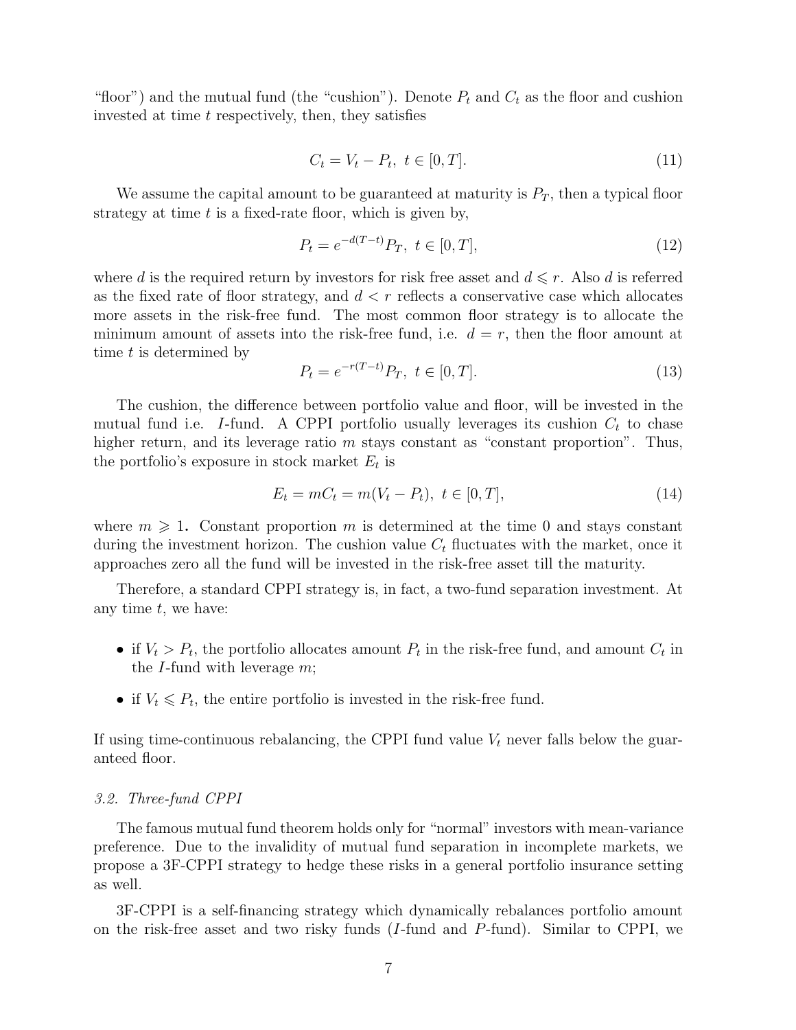"floor") and the mutual fund (the "cushion"). Denote $P_t$ and $C_t$ as the floor and cushion invested at time $t$ respectively, then, they satisfies

$$C_t = V_t - P_t,\ t \in [0, T]. \tag{11}$$

We assume the capital amount to be guaranteed at maturity is $P_T$, then a typical floor strategy at time $t$ is a fixed-rate floor, which is given by,

$$P_t = e^{-d(T-t)} P_T,\ t \in [0, T], \tag{12}$$

where $d$ is the required return by investors for risk free asset and $d \leqslant r$. Also $d$ is referred as the fixed rate of floor strategy, and $d < r$ reflects a conservative case which allocates more assets in the risk-free fund. The most common floor strategy is to allocate the minimum amount of assets into the risk-free fund, i.e. $d = r$, then the floor amount at time $t$ is determined by

$$P_t = e^{-r(T-t)} P_T,\ t \in [0, T]. \tag{13}$$

The cushion, the difference between portfolio value and floor, will be invested in the mutual fund i.e. $I$-fund. A CPPI portfolio usually leverages its cushion $C_t$ to chase higher return, and its leverage ratio $m$ stays constant as "constant proportion". Thus, the portfolio's exposure in stock market $E_t$ is

$$E_t = mC_t = m(V_t - P_t),\ t \in [0, T], \tag{14}$$

where $m \geqslant 1$. Constant proportion $m$ is determined at the time 0 and stays constant during the investment horizon. The cushion value $C_t$ fluctuates with the market, once it approaches zero all the fund will be invested in the risk-free asset till the maturity.

Therefore, a standard CPPI strategy is, in fact, a two-fund separation investment. At any time $t$, we have:

- if $V_t > P_t$, the portfolio allocates amount $P_t$ in the risk-free fund, and amount $C_t$ in the $I$-fund with leverage $m$;
- if $V_t \leqslant P_t$, the entire portfolio is invested in the risk-free fund.

If using time-continuous rebalancing, the CPPI fund value $V_t$ never falls below the guaranteed floor.

### *3.2. Three-fund CPPI*

The famous mutual fund theorem holds only for "normal" investors with mean-variance preference. Due to the invalidity of mutual fund separation in incomplete markets, we propose a 3F-CPPI strategy to hedge these risks in a general portfolio insurance setting as well.

3F-CPPI is a self-financing strategy which dynamically rebalances portfolio amount on the risk-free asset and two risky funds ($I$-fund and $P$-fund). Similar to CPPI, we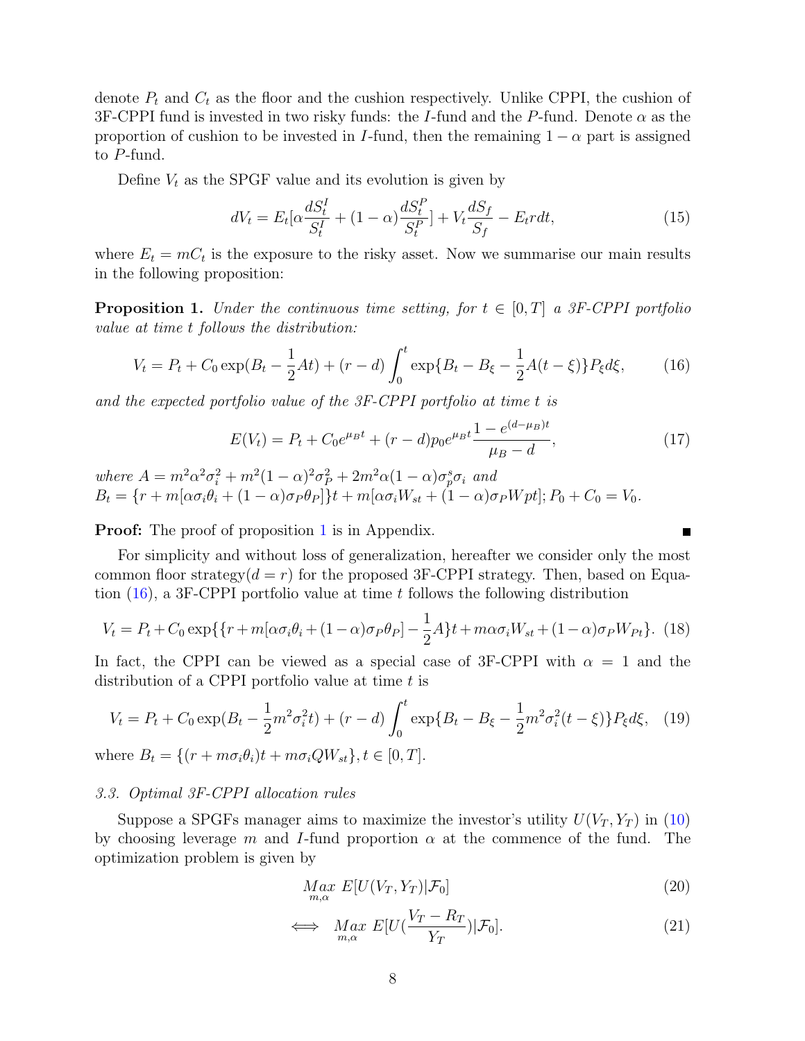denote $P_t$ and $C_t$ as the floor and the cushion respectively. Unlike CPPI, the cushion of 3F-CPPI fund is invested in two risky funds: the $I$-fund and the $P$-fund. Denote $\alpha$ as the proportion of cushion to be invested in $I$-fund, then the remaining $1-\alpha$ part is assigned to $P$-fund.

Define $V_t$ as the SPGF value and its evolution is given by

$$dV_t = E_t[\alpha\frac{dS_t^I}{S_t^I} + (1-\alpha)\frac{dS_t^P}{S_t^P}] + V_t\frac{dS_f}{S_f} - E_t r dt, \tag{15}$$

where $E_t = mC_t$ is the exposure to the risky asset. Now we summarise our main results in the following proposition:

**Proposition 1.** *Under the continuous time setting, for $t \in [0, T]$ a 3F-CPPI portfolio value at time $t$ follows the distribution:*

$$V_t = P_t + C_0\exp(B_t - \frac{1}{2}At) + (r-d)\int_0^t \exp\{B_t - B_\xi - \frac{1}{2}A(t-\xi)\}P_\xi d\xi, \tag{16}$$

*and the expected portfolio value of the 3F-CPPI portfolio at time $t$ is*

$$E(V_t) = P_t + C_0 e^{\mu_B t} + (r-d)p_0 e^{\mu_B t}\frac{1-e^{(d-\mu_B)t}}{\mu_B - d}, \tag{17}$$

*where $A = m^2\alpha^2\sigma_i^2 + m^2(1-\alpha)^2\sigma_P^2 + 2m^2\alpha(1-\alpha)\sigma_p^s\sigma_i$ and*
$B_t = \{r + m[\alpha\sigma_i\theta_i + (1-\alpha)\sigma_P\theta_P]\}t + m[\alpha\sigma_i W_{st} + (1-\alpha)\sigma_P Wpt]; P_0 + C_0 = V_0.$

**Proof:** The proof of proposition 1 is in Appendix. ∎

For simplicity and without loss of generalization, hereafter we consider only the most common floor strategy($d = r$) for the proposed 3F-CPPI strategy. Then, based on Equation (16), a 3F-CPPI portfolio value at time $t$ follows the following distribution

$$V_t = P_t + C_0\exp\{\{r + m[\alpha\sigma_i\theta_i + (1-\alpha)\sigma_P\theta_P] - \frac{1}{2}A\}t + m\alpha\sigma_i W_{st} + (1-\alpha)\sigma_P W_{Pt}\}. \tag{18}$$

In fact, the CPPI can be viewed as a special case of 3F-CPPI with $\alpha = 1$ and the distribution of a CPPI portfolio value at time $t$ is

$$V_t = P_t + C_0\exp(B_t - \frac{1}{2}m^2\sigma_i^2 t) + (r-d)\int_0^t \exp\{B_t - B_\xi - \frac{1}{2}m^2\sigma_i^2(t-\xi)\}P_\xi d\xi, \tag{19}$$

where $B_t = \{(r + m\sigma_i\theta_i)t + m\sigma_i Q W_{st}\}, t \in [0, T]$.

### 3.3. Optimal 3F-CPPI allocation rules

Suppose a SPGFs manager aims to maximize the investor's utility $U(V_T, Y_T)$ in (10) by choosing leverage $m$ and $I$-fund proportion $\alpha$ at the commence of the fund. The optimization problem is given by

$$\underset{m,\alpha}{Max}\ E[U(V_T, Y_T)|\mathcal{F}_0] \tag{20}$$

$$\iff \underset{m,\alpha}{Max}\ E[U(\frac{V_T - R_T}{Y_T})|\mathcal{F}_0]. \tag{21}$$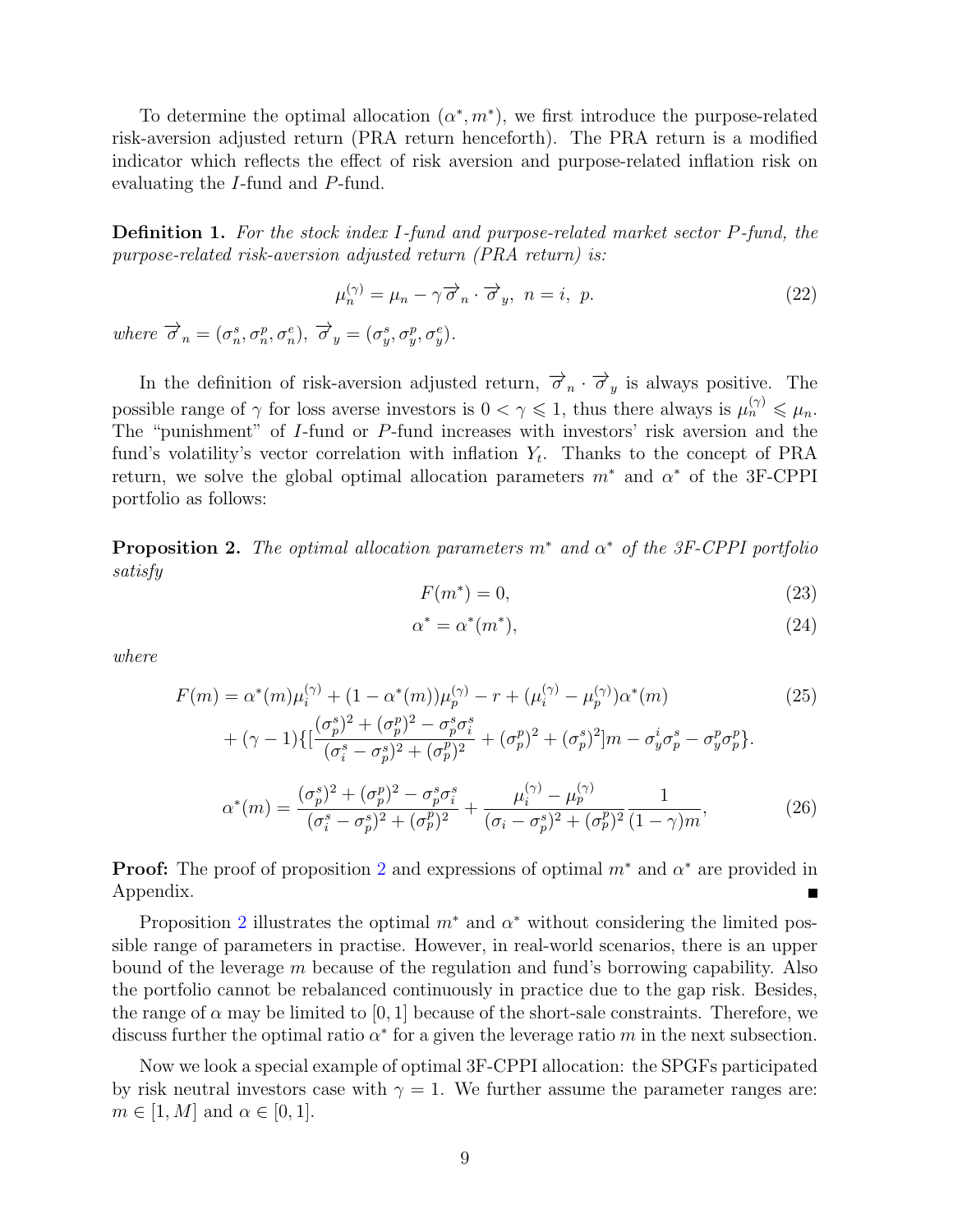To determine the optimal allocation $(\alpha^*, m^*)$, we first introduce the purpose-related risk-aversion adjusted return (PRA return henceforth). The PRA return is a modified indicator which reflects the effect of risk aversion and purpose-related inflation risk on evaluating the $I$-fund and $P$-fund.

**Definition 1.** *For the stock index $I$-fund and purpose-related market sector $P$-fund, the purpose-related risk-aversion adjusted return (PRA return) is:*

$$\mu_n^{(\gamma)} = \mu_n - \gamma \overrightarrow{\sigma}_n \cdot \overrightarrow{\sigma}_y, \; n = i, \; p. \tag{22}$$

*where* $\overrightarrow{\sigma}_n = (\sigma_n^s, \sigma_n^p, \sigma_n^e)$, $\overrightarrow{\sigma}_y = (\sigma_y^s, \sigma_y^p, \sigma_y^e)$.

In the definition of risk-aversion adjusted return, $\overrightarrow{\sigma}_n \cdot \overrightarrow{\sigma}_y$ is always positive. The possible range of $\gamma$ for loss averse investors is $0 < \gamma \leqslant 1$, thus there always is $\mu_n^{(\gamma)} \leqslant \mu_n$. The "punishment" of $I$-fund or $P$-fund increases with investors' risk aversion and the fund's volatility's vector correlation with inflation $Y_t$. Thanks to the concept of PRA return, we solve the global optimal allocation parameters $m^*$ and $\alpha^*$ of the 3F-CPPI portfolio as follows:

**Proposition 2.** *The optimal allocation parameters $m^*$ and $\alpha^*$ of the 3F-CPPI portfolio satisfy*

$$F(m^*) = 0, \tag{23}$$

$$\alpha^* = \alpha^*(m^*), \tag{24}$$

*where*

$$\begin{aligned} F(m) = {} & \alpha^*(m)\mu_i^{(\gamma)} + (1 - \alpha^*(m))\mu_p^{(\gamma)} - r + (\mu_i^{(\gamma)} - \mu_p^{(\gamma)})\alpha^*(m) \\ & + (\gamma - 1)\{[\frac{(\sigma_p^s)^2 + (\sigma_p^p)^2 - \sigma_p^s\sigma_i^s}{(\sigma_i^s - \sigma_p^s)^2 + (\sigma_p^p)^2} + (\sigma_p^p)^2 + (\sigma_p^s)^2]m - \sigma_y^i\sigma_p^s - \sigma_y^p\sigma_p^p\}. \end{aligned} \tag{25}$$

$$\alpha^*(m) = \frac{(\sigma_p^s)^2 + (\sigma_p^p)^2 - \sigma_p^s\sigma_i^s}{(\sigma_i^s - \sigma_p^s)^2 + (\sigma_p^p)^2} + \frac{\mu_i^{(\gamma)} - \mu_p^{(\gamma)}}{(\sigma_i - \sigma_p^s)^2 + (\sigma_p^p)^2}\frac{1}{(1-\gamma)m}, \tag{26}$$

**Proof:** The proof of proposition 2 and expressions of optimal $m^*$ and $\alpha^*$ are provided in Appendix. ∎

Proposition 2 illustrates the optimal $m^*$ and $\alpha^*$ without considering the limited possible range of parameters in practise. However, in real-world scenarios, there is an upper bound of the leverage $m$ because of the regulation and fund's borrowing capability. Also the portfolio cannot be rebalanced continuously in practice due to the gap risk. Besides, the range of $\alpha$ may be limited to $[0, 1]$ because of the short-sale constraints. Therefore, we discuss further the optimal ratio $\alpha^*$ for a given the leverage ratio $m$ in the next subsection.

Now we look a special example of optimal 3F-CPPI allocation: the SPGFs participated by risk neutral investors case with $\gamma = 1$. We further assume the parameter ranges are: $m \in [1, M]$ and $\alpha \in [0, 1]$.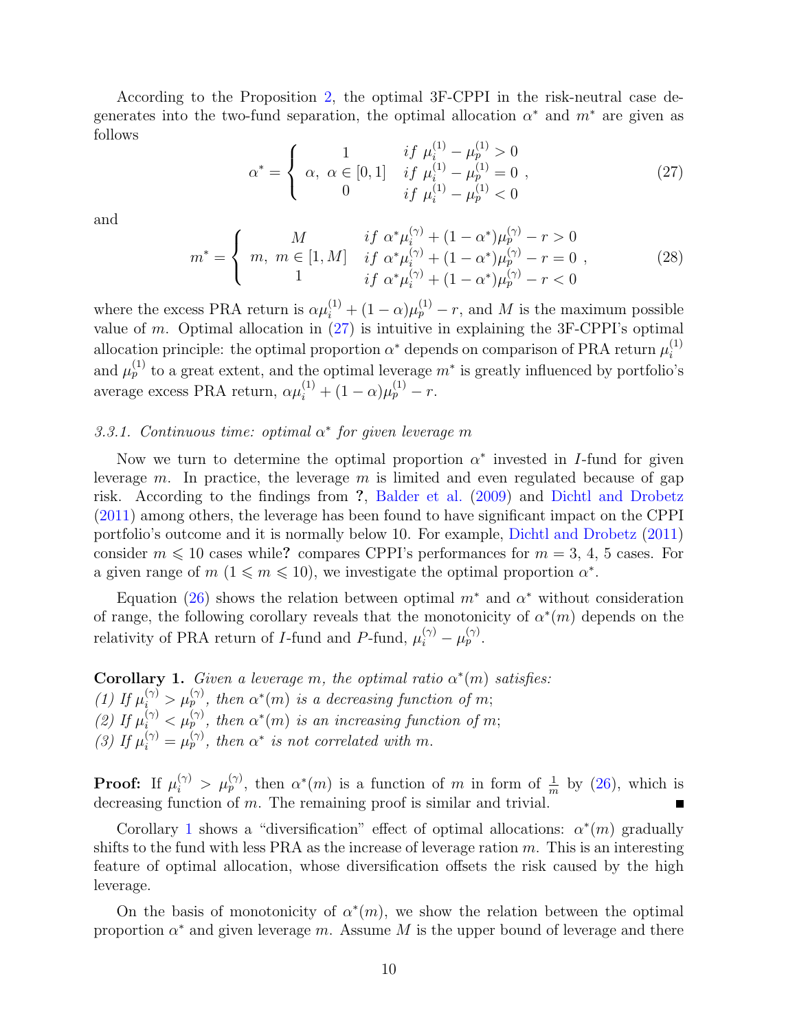According to the Proposition 2, the optimal 3F-CPPI in the risk-neutral case degenerates into the two-fund separation, the optimal allocation $\alpha^*$ and $m^*$ are given as follows

$$
\alpha^* = \begin{cases} 1 & if\ \mu_i^{(1)} - \mu_p^{(1)} > 0 \\ \alpha,\ \alpha \in [0,1] & if\ \mu_i^{(1)} - \mu_p^{(1)} = 0 \\ 0 & if\ \mu_i^{(1)} - \mu_p^{(1)} < 0 \end{cases}, \tag{27}
$$

and

$$
m^* = \begin{cases} M & if\ \alpha^*\mu_i^{(\gamma)} + (1-\alpha^*)\mu_p^{(\gamma)} - r > 0 \\ m,\ m \in [1, M] & if\ \alpha^*\mu_i^{(\gamma)} + (1-\alpha^*)\mu_p^{(\gamma)} - r = 0 \\ 1 & if\ \alpha^*\mu_i^{(\gamma)} + (1-\alpha^*)\mu_p^{(\gamma)} - r < 0 \end{cases}, \tag{28}
$$

where the excess PRA return is $\alpha\mu_i^{(1)} + (1-\alpha)\mu_p^{(1)} - r$, and $M$ is the maximum possible value of $m$. Optimal allocation in (27) is intuitive in explaining the 3F-CPPI's optimal allocation principle: the optimal proportion $\alpha^*$ depends on comparison of PRA return $\mu_i^{(1)}$ and $\mu_p^{(1)}$ to a great extent, and the optimal leverage $m^*$ is greatly influenced by portfolio's average excess PRA return, $\alpha\mu_i^{(1)} + (1-\alpha)\mu_p^{(1)} - r$.

### 3.3.1. Continuous time: optimal $\alpha^*$ for given leverage $m$

Now we turn to determine the optimal proportion $\alpha^*$ invested in $I$-fund for given leverage $m$. In practice, the leverage $m$ is limited and even regulated because of gap risk. According to the findings from ?, Balder et al. (2009) and Dichtl and Drobetz (2011) among others, the leverage has been found to have significant impact on the CPPI portfolio's outcome and it is normally below 10. For example, Dichtl and Drobetz (2011) consider $m \leqslant 10$ cases while? compares CPPI's performances for $m = 3, 4, 5$ cases. For a given range of $m$ ($1 \leqslant m \leqslant 10$), we investigate the optimal proportion $\alpha^*$.

Equation (26) shows the relation between optimal $m^*$ and $\alpha^*$ without consideration of range, the following corollary reveals that the monotonicity of $\alpha^*(m)$ depends on the relativity of PRA return of $I$-fund and $P$-fund, $\mu_i^{(\gamma)} - \mu_p^{(\gamma)}$.

**Corollary 1.** *Given a leverage $m$, the optimal ratio $\alpha^*(m)$ satisfies:*
*(1) If $\mu_i^{(\gamma)} > \mu_p^{(\gamma)}$, then $\alpha^*(m)$ is a decreasing function of $m$;*
*(2) If $\mu_i^{(\gamma)} < \mu_p^{(\gamma)}$, then $\alpha^*(m)$ is an increasing function of $m$;*
*(3) If $\mu_i^{(\gamma)} = \mu_p^{(\gamma)}$, then $\alpha^*$ is not correlated with $m$.*

**Proof:** If $\mu_i^{(\gamma)} > \mu_p^{(\gamma)}$, then $\alpha^*(m)$ is a function of $m$ in form of $\frac{1}{m}$ by (26), which is decreasing function of $m$. The remaining proof is similar and trivial. ■

Corollary 1 shows a "diversification" effect of optimal allocations: $\alpha^*(m)$ gradually shifts to the fund with less PRA as the increase of leverage ration $m$. This is an interesting feature of optimal allocation, whose diversification offsets the risk caused by the high leverage.

On the basis of monotonicity of $\alpha^*(m)$, we show the relation between the optimal proportion $\alpha^*$ and given leverage $m$. Assume $M$ is the upper bound of leverage and there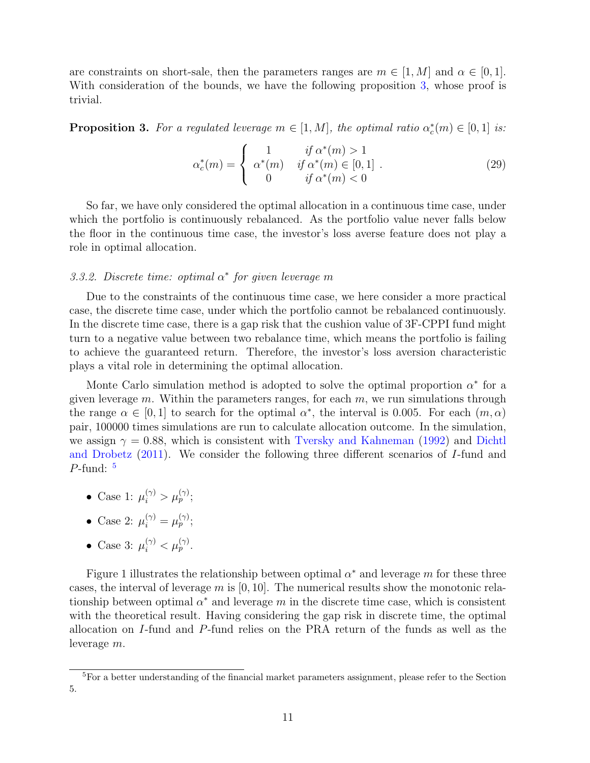are constraints on short-sale, then the parameters ranges are $m \in [1, M]$ and $\alpha \in [0, 1]$. With consideration of the bounds, we have the following proposition 3, whose proof is trivial.

**Proposition 3.** *For a regulated leverage $m \in [1, M]$, the optimal ratio $\alpha_c^*(m) \in [0, 1]$ is:*

$$\alpha_c^*(m) = \begin{cases} 1 & \text{if } \alpha^*(m) > 1 \\ \alpha^*(m) & \text{if } \alpha^*(m) \in [0, 1] \\ 0 & \text{if } \alpha^*(m) < 0 \end{cases}. \tag{29}$$

So far, we have only considered the optimal allocation in a continuous time case, under which the portfolio is continuously rebalanced. As the portfolio value never falls below the floor in the continuous time case, the investor's loss averse feature does not play a role in optimal allocation.

### *3.3.2. Discrete time: optimal $\alpha^*$ for given leverage $m$*

Due to the constraints of the continuous time case, we here consider a more practical case, the discrete time case, under which the portfolio cannot be rebalanced continuously. In the discrete time case, there is a gap risk that the cushion value of 3F-CPPI fund might turn to a negative value between two rebalance time, which means the portfolio is failing to achieve the guaranteed return. Therefore, the investor's loss aversion characteristic plays a vital role in determining the optimal allocation.

Monte Carlo simulation method is adopted to solve the optimal proportion $\alpha^*$ for a given leverage $m$. Within the parameters ranges, for each $m$, we run simulations through the range $\alpha \in [0, 1]$ to search for the optimal $\alpha^*$, the interval is 0.005. For each $(m, \alpha)$ pair, 100000 times simulations are run to calculate allocation outcome. In the simulation, we assign $\gamma = 0.88$, which is consistent with Tversky and Kahneman (1992) and Dichtl and Drobetz (2011). We consider the following three different scenarios of $I$-fund and $P$-fund: [5]

- Case 1: $\mu_i^{(\gamma)} > \mu_p^{(\gamma)}$;
- Case 2: $\mu_i^{(\gamma)} = \mu_p^{(\gamma)}$;
- Case 3: $\mu_i^{(\gamma)} < \mu_p^{(\gamma)}$.

Figure 1 illustrates the relationship between optimal $\alpha^*$ and leverage $m$ for these three cases, the interval of leverage $m$ is $[0, 10]$. The numerical results show the monotonic relationship between optimal $\alpha^*$ and leverage $m$ in the discrete time case, which is consistent with the theoretical result. Having considering the gap risk in discrete time, the optimal allocation on $I$-fund and $P$-fund relies on the PRA return of the funds as well as the leverage $m$.

[5] For a better understanding of the financial market parameters assignment, please refer to the Section 5.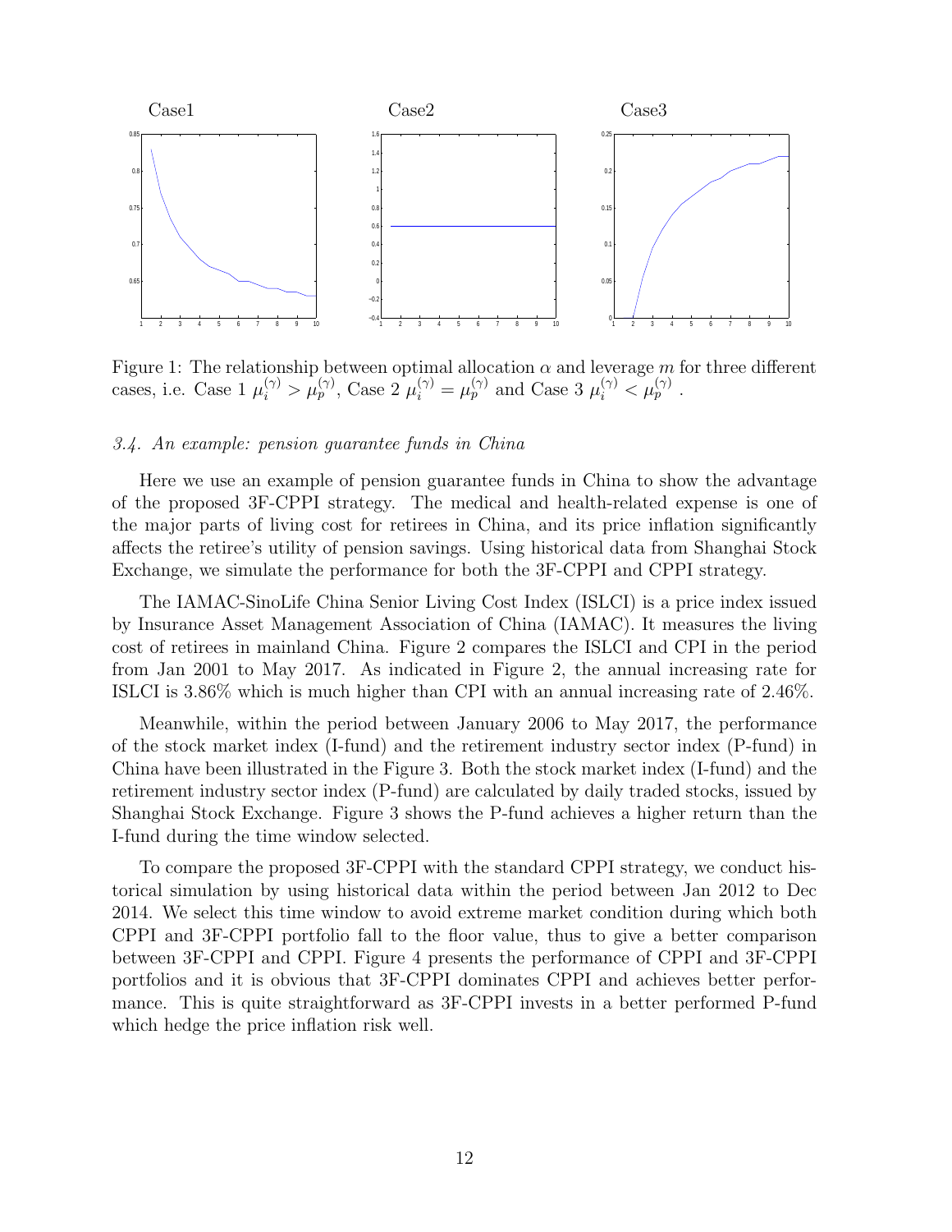Figure 1: The relationship between optimal allocation $\alpha$ and leverage $m$ for three different cases, i.e. Case 1 $\mu_i^{(\gamma)} > \mu_p^{(\gamma)}$, Case 2 $\mu_i^{(\gamma)} = \mu_p^{(\gamma)}$ and Case 3 $\mu_i^{(\gamma)} < \mu_p^{(\gamma)}$ .

### *3.4. An example: pension guarantee funds in China*

Here we use an example of pension guarantee funds in China to show the advantage of the proposed 3F-CPPI strategy. The medical and health-related expense is one of the major parts of living cost for retirees in China, and its price inflation significantly affects the retiree's utility of pension savings. Using historical data from Shanghai Stock Exchange, we simulate the performance for both the 3F-CPPI and CPPI strategy.

The IAMAC-SinoLife China Senior Living Cost Index (ISLCI) is a price index issued by Insurance Asset Management Association of China (IAMAC). It measures the living cost of retirees in mainland China. Figure 2 compares the ISLCI and CPI in the period from Jan 2001 to May 2017. As indicated in Figure 2, the annual increasing rate for ISLCI is 3.86% which is much higher than CPI with an annual increasing rate of 2.46%.

Meanwhile, within the period between January 2006 to May 2017, the performance of the stock market index (I-fund) and the retirement industry sector index (P-fund) in China have been illustrated in the Figure 3. Both the stock market index (I-fund) and the retirement industry sector index (P-fund) are calculated by daily traded stocks, issued by Shanghai Stock Exchange. Figure 3 shows the P-fund achieves a higher return than the I-fund during the time window selected.

To compare the proposed 3F-CPPI with the standard CPPI strategy, we conduct historical simulation by using historical data within the period between Jan 2012 to Dec 2014. We select this time window to avoid extreme market condition during which both CPPI and 3F-CPPI portfolio fall to the floor value, thus to give a better comparison between 3F-CPPI and CPPI. Figure 4 presents the performance of CPPI and 3F-CPPI portfolios and it is obvious that 3F-CPPI dominates CPPI and achieves better performance. This is quite straightforward as 3F-CPPI invests in a better performed P-fund which hedge the price inflation risk well.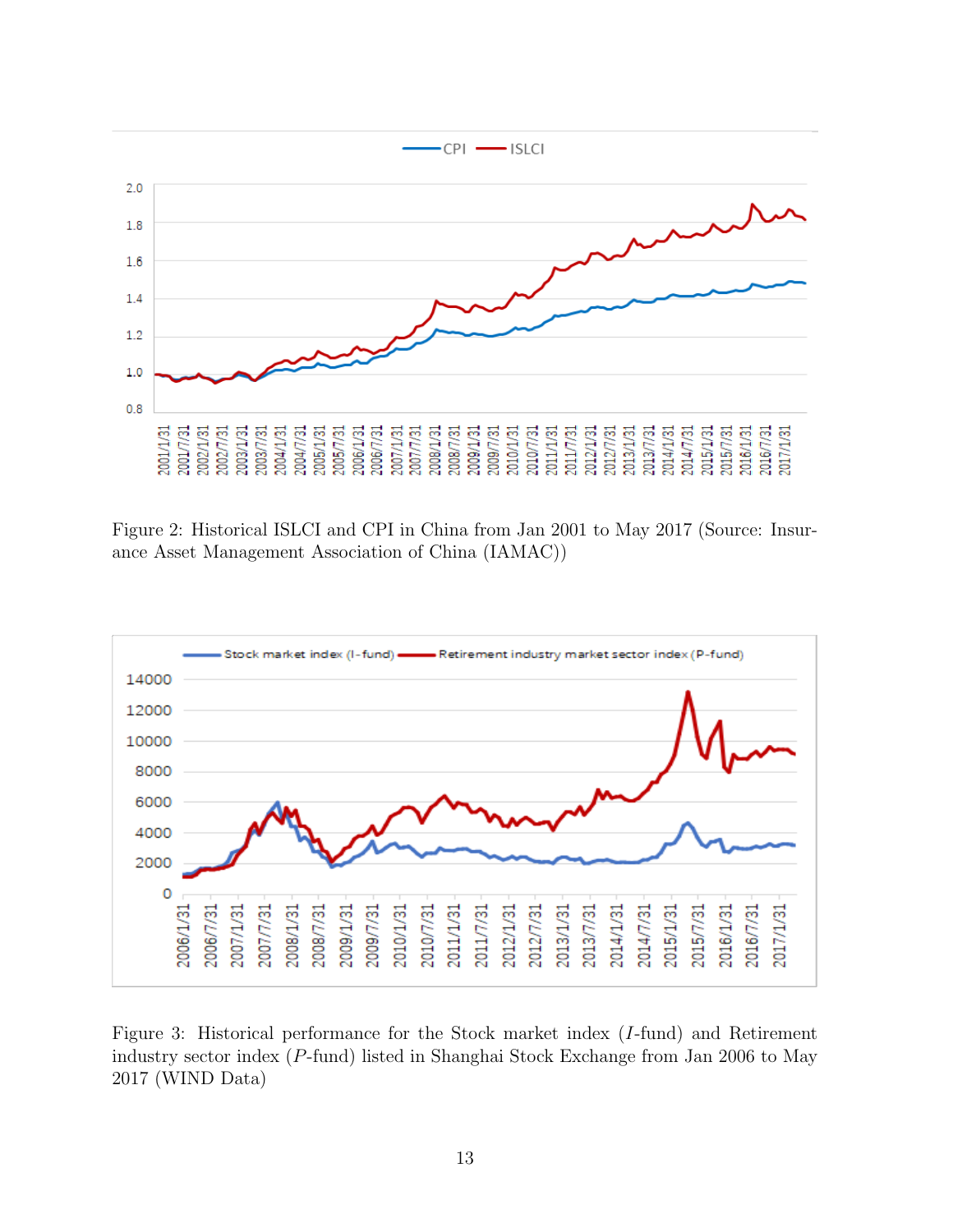Figure 2: Historical ISLCI and CPI in China from Jan 2001 to May 2017 (Source: Insurance Asset Management Association of China (IAMAC))

Figure 3: Historical performance for the Stock market index ($I$-fund) and Retirement industry sector index ($P$-fund) listed in Shanghai Stock Exchange from Jan 2006 to May 2017 (WIND Data)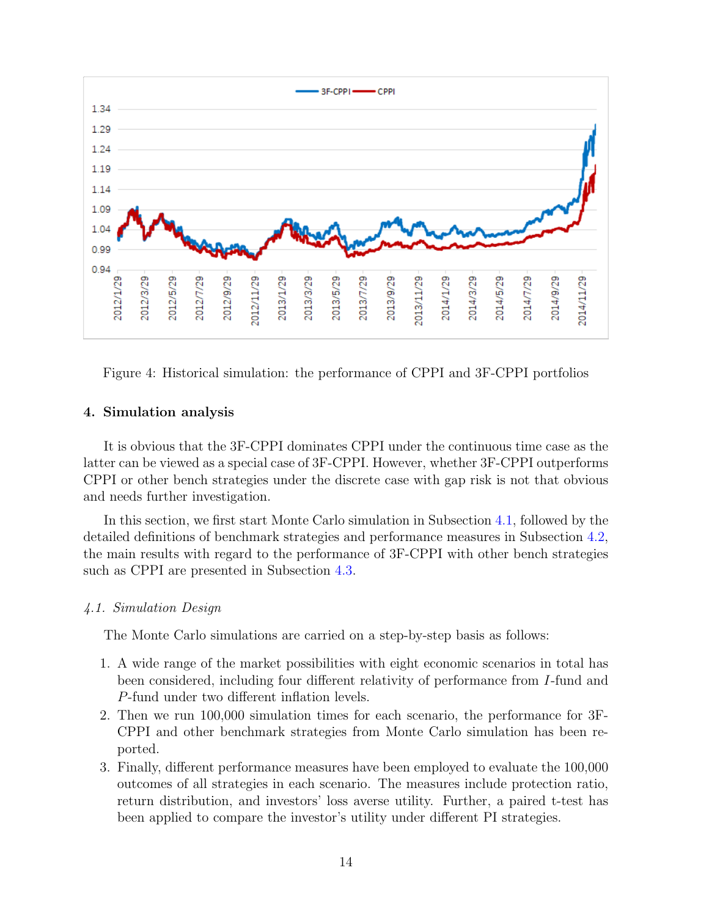Figure 4: Historical simulation: the performance of CPPI and 3F-CPPI portfolios

### 4. Simulation analysis

It is obvious that the 3F-CPPI dominates CPPI under the continuous time case as the latter can be viewed as a special case of 3F-CPPI. However, whether 3F-CPPI outperforms CPPI or other bench strategies under the discrete case with gap risk is not that obvious and needs further investigation.

In this section, we first start Monte Carlo simulation in Subsection 4.1, followed by the detailed definitions of benchmark strategies and performance measures in Subsection 4.2, the main results with regard to the performance of 3F-CPPI with other bench strategies such as CPPI are presented in Subsection 4.3.

#### *4.1. Simulation Design*

The Monte Carlo simulations are carried on a step-by-step basis as follows:

1. A wide range of the market possibilities with eight economic scenarios in total has been considered, including four different relativity of performance from $I$-fund and $P$-fund under two different inflation levels.
2. Then we run 100,000 simulation times for each scenario, the performance for 3F-CPPI and other benchmark strategies from Monte Carlo simulation has been reported.
3. Finally, different performance measures have been employed to evaluate the 100,000 outcomes of all strategies in each scenario. The measures include protection ratio, return distribution, and investors' loss averse utility. Further, a paired t-test has been applied to compare the investor's utility under different PI strategies.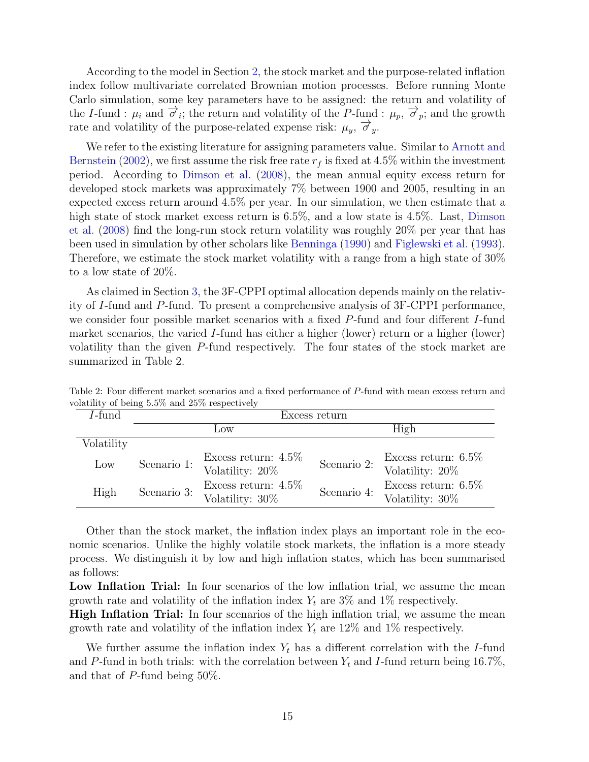According to the model in Section 2, the stock market and the purpose-related inflation index follow multivariate correlated Brownian motion processes. Before running Monte Carlo simulation, some key parameters have to be assigned: the return and volatility of the $I$-fund : $\mu_i$ and $\overrightarrow{\sigma}_i$; the return and volatility of the $P$-fund : $\mu_p$, $\overrightarrow{\sigma}_p$; and the growth rate and volatility of the purpose-related expense risk: $\mu_y$, $\overrightarrow{\sigma}_y$.

We refer to the existing literature for assigning parameters value. Similar to Arnott and Bernstein (2002), we first assume the risk free rate $r_f$ is fixed at 4.5% within the investment period. According to Dimson et al. (2008), the mean annual equity excess return for developed stock markets was approximately 7% between 1900 and 2005, resulting in an expected excess return around 4.5% per year. In our simulation, we then estimate that a high state of stock market excess return is 6.5%, and a low state is 4.5%. Last, Dimson et al. (2008) find the long-run stock return volatility was roughly 20% per year that has been used in simulation by other scholars like Benninga (1990) and Figlewski et al. (1993). Therefore, we estimate the stock market volatility with a range from a high state of 30% to a low state of 20%.

As claimed in Section 3, the 3F-CPPI optimal allocation depends mainly on the relativity of $I$-fund and $P$-fund. To present a comprehensive analysis of 3F-CPPI performance, we consider four possible market scenarios with a fixed $P$-fund and four different $I$-fund market scenarios, the varied $I$-fund has either a higher (lower) return or a higher (lower) volatility than the given $P$-fund respectively. The four states of the stock market are summarized in Table 2.

Table 2: Four different market scenarios and a fixed performance of $P$-fund with mean excess return and volatility of being 5.5% and 25% respectively

| $I$-fund | Excess return | | | |
|---|---|---|---|---|
| | Low | | High | |
| Volatility | | | | |
| Low | Scenario 1: | Excess return: 4.5%<br>Volatility: 20% | Scenario 2: | Excess return: 6.5%<br>Volatility: 20% |
| High | Scenario 3: | Excess return: 4.5%<br>Volatility: 30% | Scenario 4: | Excess return: 6.5%<br>Volatility: 30% |

Other than the stock market, the inflation index plays an important role in the economic scenarios. Unlike the highly volatile stock markets, the inflation is a more steady process. We distinguish it by low and high inflation states, which has been summarised as follows:

**Low Inflation Trial:** In four scenarios of the low inflation trial, we assume the mean growth rate and volatility of the inflation index $Y_t$ are 3% and 1% respectively.

**High Inflation Trial:** In four scenarios of the high inflation trial, we assume the mean growth rate and volatility of the inflation index $Y_t$ are 12% and 1% respectively.

We further assume the inflation index $Y_t$ has a different correlation with the $I$-fund and $P$-fund in both trials: with the correlation between $Y_t$ and $I$-fund return being 16.7%, and that of $P$-fund being 50%.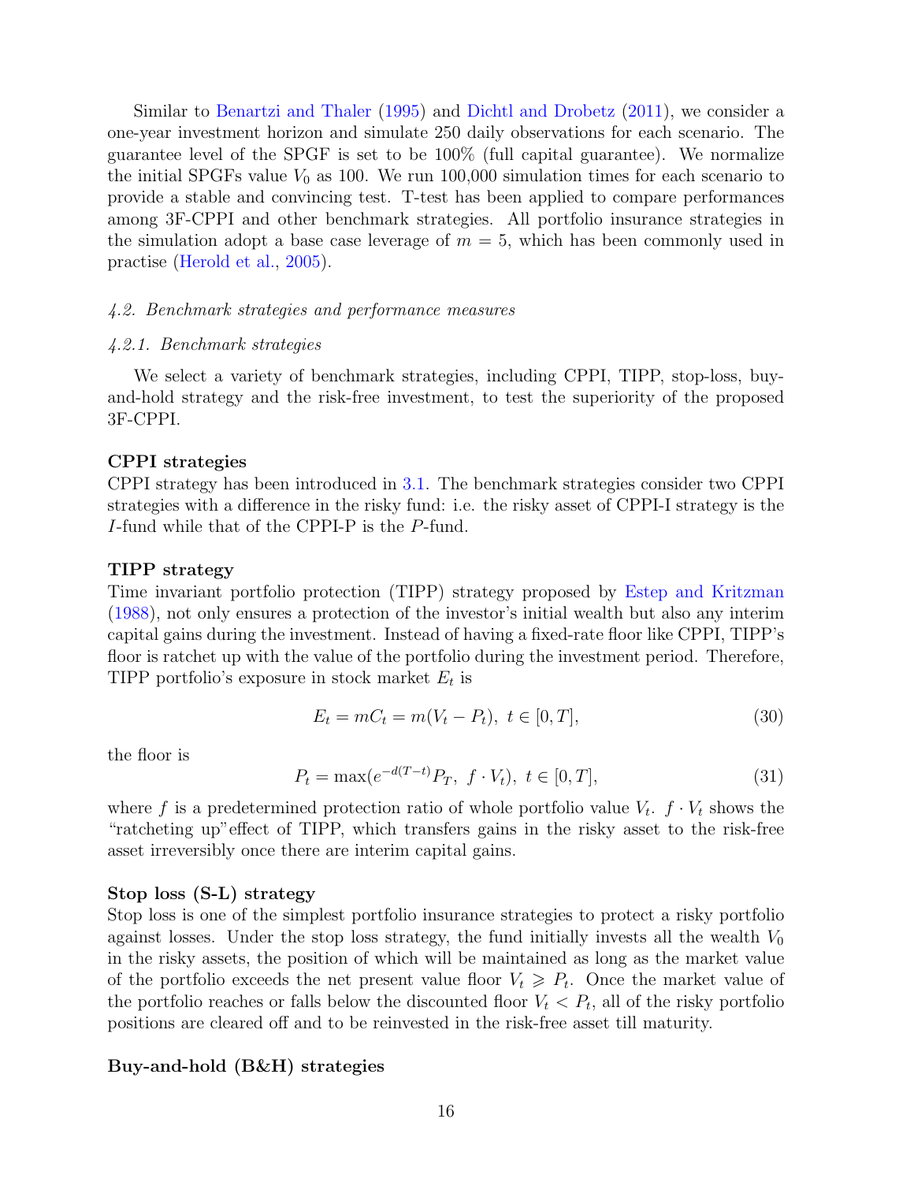Similar to Benartzi and Thaler (1995) and Dichtl and Drobetz (2011), we consider a one-year investment horizon and simulate 250 daily observations for each scenario. The guarantee level of the SPGF is set to be 100% (full capital guarantee). We normalize the initial SPGFs value $V_0$ as 100. We run 100,000 simulation times for each scenario to provide a stable and convincing test. T-test has been applied to compare performances among 3F-CPPI and other benchmark strategies. All portfolio insurance strategies in the simulation adopt a base case leverage of $m = 5$, which has been commonly used in practise (Herold et al., 2005).

### *4.2. Benchmark strategies and performance measures*

#### *4.2.1. Benchmark strategies*

We select a variety of benchmark strategies, including CPPI, TIPP, stop-loss, buy-and-hold strategy and the risk-free investment, to test the superiority of the proposed 3F-CPPI.

**CPPI strategies**

CPPI strategy has been introduced in 3.1. The benchmark strategies consider two CPPI strategies with a difference in the risky fund: i.e. the risky asset of CPPI-I strategy is the $I$-fund while that of the CPPI-P is the $P$-fund.

**TIPP strategy**

Time invariant portfolio protection (TIPP) strategy proposed by Estep and Kritzman (1988), not only ensures a protection of the investor's initial wealth but also any interim capital gains during the investment. Instead of having a fixed-rate floor like CPPI, TIPP's floor is ratchet up with the value of the portfolio during the investment period. Therefore, TIPP portfolio's exposure in stock market $E_t$ is

$$E_t = mC_t = m(V_t - P_t),\ t \in [0, T], \tag{30}$$

the floor is

$$P_t = \max(e^{-d(T-t)}P_T,\ f \cdot V_t),\ t \in [0, T], \tag{31}$$

where $f$ is a predetermined protection ratio of whole portfolio value $V_t$. $f \cdot V_t$ shows the "ratcheting up"effect of TIPP, which transfers gains in the risky asset to the risk-free asset irreversibly once there are interim capital gains.

**Stop loss (S-L) strategy**

Stop loss is one of the simplest portfolio insurance strategies to protect a risky portfolio against losses. Under the stop loss strategy, the fund initially invests all the wealth $V_0$ in the risky assets, the position of which will be maintained as long as the market value of the portfolio exceeds the net present value floor $V_t \geqslant P_t$. Once the market value of the portfolio reaches or falls below the discounted floor $V_t < P_t$, all of the risky portfolio positions are cleared off and to be reinvested in the risk-free asset till maturity.

**Buy-and-hold (B&H) strategies**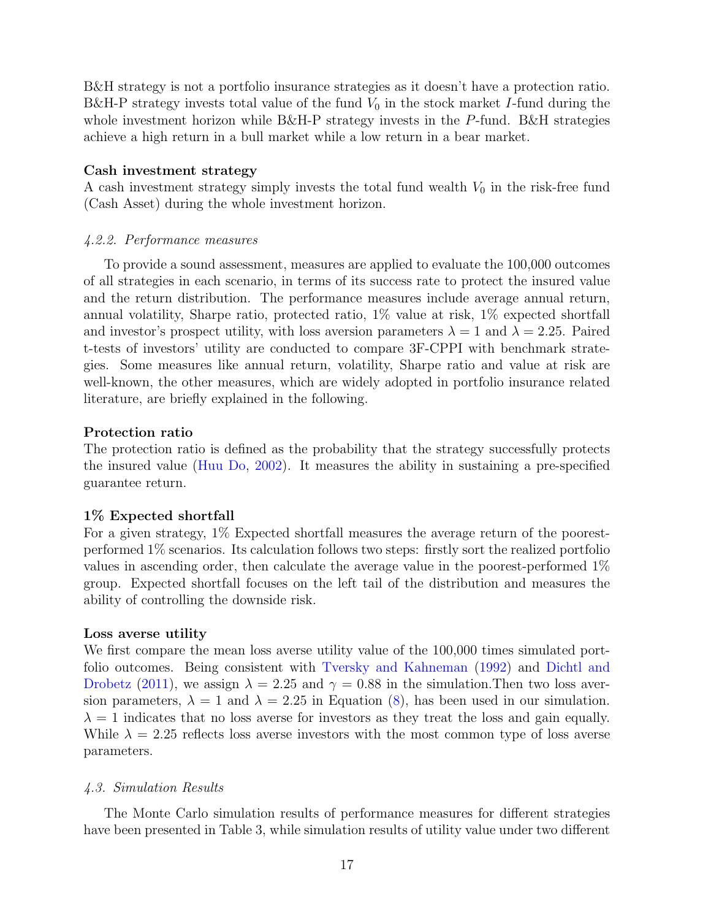B&H strategy is not a portfolio insurance strategies as it doesn't have a protection ratio. B&H-P strategy invests total value of the fund $V_0$ in the stock market $I$-fund during the whole investment horizon while B&H-P strategy invests in the $P$-fund. B&H strategies achieve a high return in a bull market while a low return in a bear market.

**Cash investment strategy**
A cash investment strategy simply invests the total fund wealth $V_0$ in the risk-free fund (Cash Asset) during the whole investment horizon.

*4.2.2. Performance measures*

To provide a sound assessment, measures are applied to evaluate the 100,000 outcomes of all strategies in each scenario, in terms of its success rate to protect the insured value and the return distribution. The performance measures include average annual return, annual volatility, Sharpe ratio, protected ratio, 1% value at risk, 1% expected shortfall and investor's prospect utility, with loss aversion parameters $\lambda = 1$ and $\lambda = 2.25$. Paired t-tests of investors' utility are conducted to compare 3F-CPPI with benchmark strategies. Some measures like annual return, volatility, Sharpe ratio and value at risk are well-known, the other measures, which are widely adopted in portfolio insurance related literature, are briefly explained in the following.

**Protection ratio**
The protection ratio is defined as the probability that the strategy successfully protects the insured value (Huu Do, 2002). It measures the ability in sustaining a pre-specified guarantee return.

**1% Expected shortfall**
For a given strategy, 1% Expected shortfall measures the average return of the poorest-performed 1% scenarios. Its calculation follows two steps: firstly sort the realized portfolio values in ascending order, then calculate the average value in the poorest-performed 1% group. Expected shortfall focuses on the left tail of the distribution and measures the ability of controlling the downside risk.

**Loss averse utility**
We first compare the mean loss averse utility value of the 100,000 times simulated portfolio outcomes. Being consistent with Tversky and Kahneman (1992) and Dichtl and Drobetz (2011), we assign $\lambda = 2.25$ and $\gamma = 0.88$ in the simulation.Then two loss aversion parameters, $\lambda = 1$ and $\lambda = 2.25$ in Equation (8), has been used in our simulation. $\lambda = 1$ indicates that no loss averse for investors as they treat the loss and gain equally. While $\lambda = 2.25$ reflects loss averse investors with the most common type of loss averse parameters.

*4.3. Simulation Results*

The Monte Carlo simulation results of performance measures for different strategies have been presented in Table 3, while simulation results of utility value under two different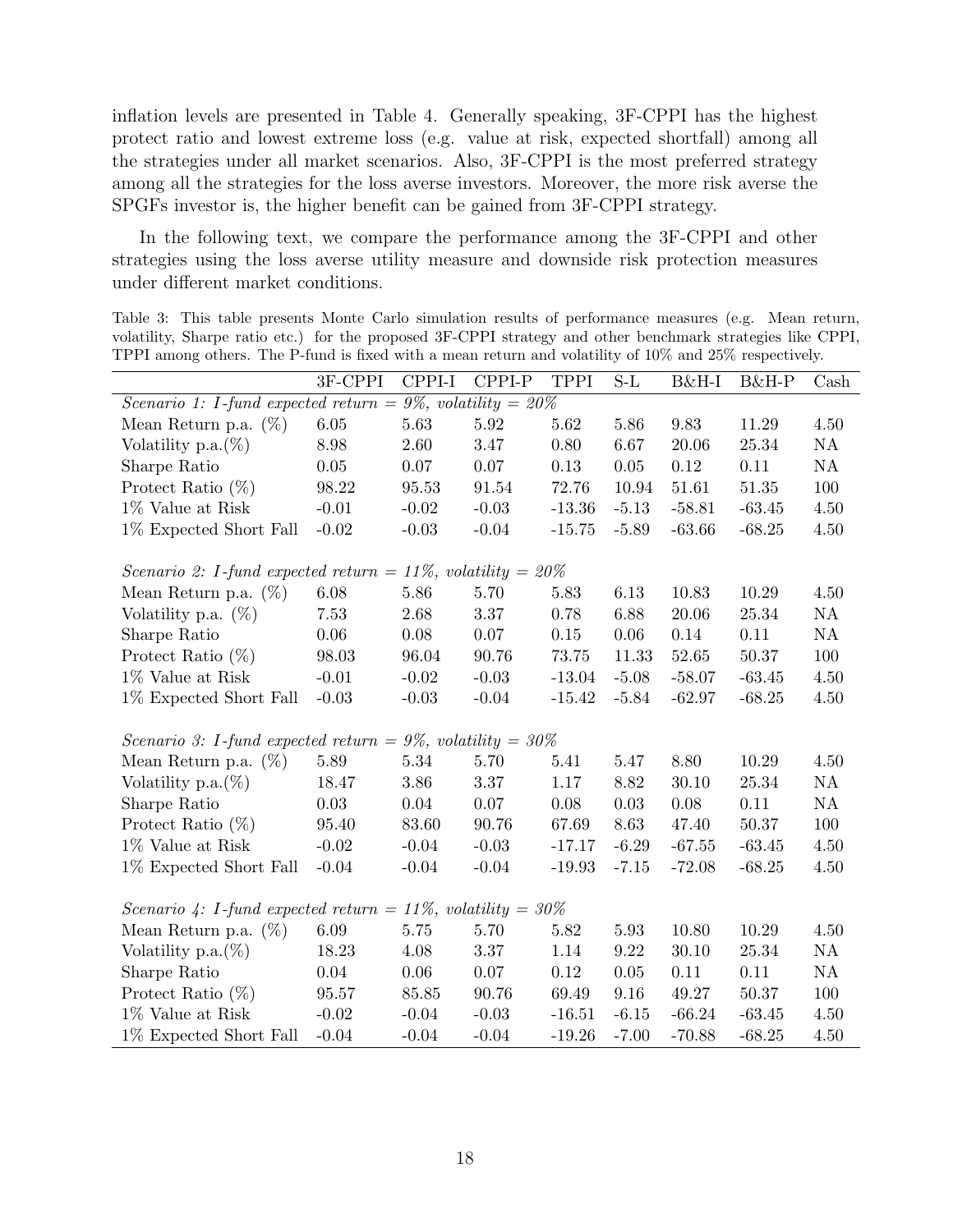inflation levels are presented in Table 4. Generally speaking, 3F-CPPI has the highest protect ratio and lowest extreme loss (e.g. value at risk, expected shortfall) among all the strategies under all market scenarios. Also, 3F-CPPI is the most preferred strategy among all the strategies for the loss averse investors. Moreover, the more risk averse the SPGFs investor is, the higher benefit can be gained from 3F-CPPI strategy.

In the following text, we compare the performance among the 3F-CPPI and other strategies using the loss averse utility measure and downside risk protection measures under different market conditions.

Table 3: This table presents Monte Carlo simulation results of performance measures (e.g. Mean return, volatility, Sharpe ratio etc.) for the proposed 3F-CPPI strategy and other benchmark strategies like CPPI, TPPI among others. The P-fund is fixed with a mean return and volatility of 10% and 25% respectively.

| | 3F-CPPI | CPPI-I | CPPI-P | TPPI | S-L | B&H-I | B&H-P | Cash |
|---|---|---|---|---|---|---|---|---|
| *Scenario 1: I-fund expected return = 9%, volatility = 20%* | | | | | | | | |
| Mean Return p.a. (%) | 6.05 | 5.63 | 5.92 | 5.62 | 5.86 | 9.83 | 11.29 | 4.50 |
| Volatility p.a.(%) | 8.98 | 2.60 | 3.47 | 0.80 | 6.67 | 20.06 | 25.34 | NA |
| Sharpe Ratio | 0.05 | 0.07 | 0.07 | 0.13 | 0.05 | 0.12 | 0.11 | NA |
| Protect Ratio (%) | 98.22 | 95.53 | 91.54 | 72.76 | 10.94 | 51.61 | 51.35 | 100 |
| 1% Value at Risk | -0.01 | -0.02 | -0.03 | -13.36 | -5.13 | -58.81 | -63.45 | 4.50 |
| 1% Expected Short Fall | -0.02 | -0.03 | -0.04 | -15.75 | -5.89 | -63.66 | -68.25 | 4.50 |
| *Scenario 2: I-fund expected return = 11%, volatility = 20%* | | | | | | | | |
| Mean Return p.a. (%) | 6.08 | 5.86 | 5.70 | 5.83 | 6.13 | 10.83 | 10.29 | 4.50 |
| Volatility p.a. (%) | 7.53 | 2.68 | 3.37 | 0.78 | 6.88 | 20.06 | 25.34 | NA |
| Sharpe Ratio | 0.06 | 0.08 | 0.07 | 0.15 | 0.06 | 0.14 | 0.11 | NA |
| Protect Ratio (%) | 98.03 | 96.04 | 90.76 | 73.75 | 11.33 | 52.65 | 50.37 | 100 |
| 1% Value at Risk | -0.01 | -0.02 | -0.03 | -13.04 | -5.08 | -58.07 | -63.45 | 4.50 |
| 1% Expected Short Fall | -0.03 | -0.03 | -0.04 | -15.42 | -5.84 | -62.97 | -68.25 | 4.50 |
| *Scenario 3: I-fund expected return = 9%, volatility = 30%* | | | | | | | | |
| Mean Return p.a. (%) | 5.89 | 5.34 | 5.70 | 5.41 | 5.47 | 8.80 | 10.29 | 4.50 |
| Volatility p.a.(%) | 18.47 | 3.86 | 3.37 | 1.17 | 8.82 | 30.10 | 25.34 | NA |
| Sharpe Ratio | 0.03 | 0.04 | 0.07 | 0.08 | 0.03 | 0.08 | 0.11 | NA |
| Protect Ratio (%) | 95.40 | 83.60 | 90.76 | 67.69 | 8.63 | 47.40 | 50.37 | 100 |
| 1% Value at Risk | -0.02 | -0.04 | -0.03 | -17.17 | -6.29 | -67.55 | -63.45 | 4.50 |
| 1% Expected Short Fall | -0.04 | -0.04 | -0.04 | -19.93 | -7.15 | -72.08 | -68.25 | 4.50 |
| *Scenario 4: I-fund expected return = 11%, volatility = 30%* | | | | | | | | |
| Mean Return p.a. (%) | 6.09 | 5.75 | 5.70 | 5.82 | 5.93 | 10.80 | 10.29 | 4.50 |
| Volatility p.a.(%) | 18.23 | 4.08 | 3.37 | 1.14 | 9.22 | 30.10 | 25.34 | NA |
| Sharpe Ratio | 0.04 | 0.06 | 0.07 | 0.12 | 0.05 | 0.11 | 0.11 | NA |
| Protect Ratio (%) | 95.57 | 85.85 | 90.76 | 69.49 | 9.16 | 49.27 | 50.37 | 100 |
| 1% Value at Risk | -0.02 | -0.04 | -0.03 | -16.51 | -6.15 | -66.24 | -63.45 | 4.50 |
| 1% Expected Short Fall | -0.04 | -0.04 | -0.04 | -19.26 | -7.00 | -70.88 | -68.25 | 4.50 |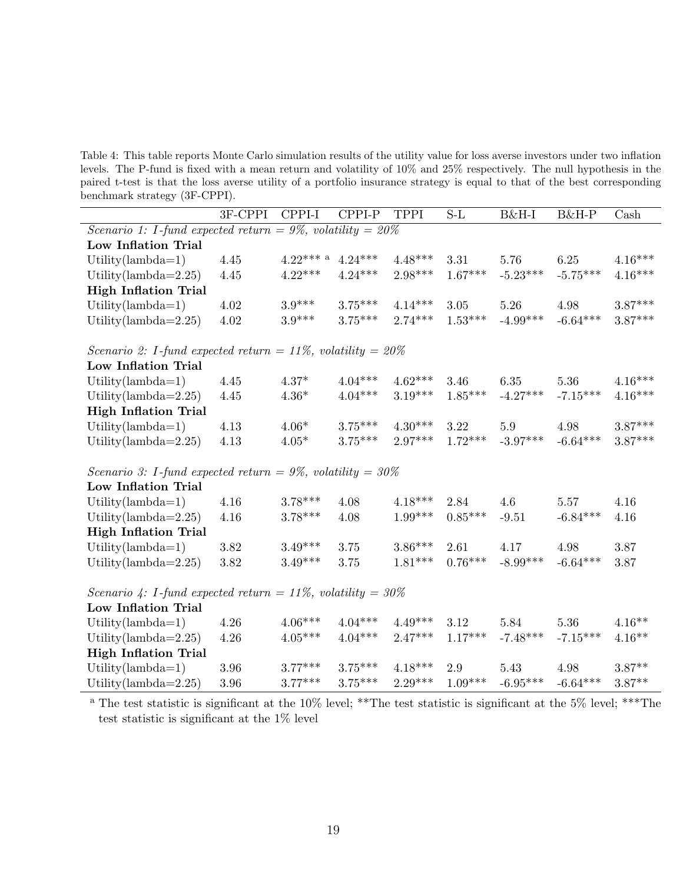Table 4: This table reports Monte Carlo simulation results of the utility value for loss averse investors under two inflation levels. The P-fund is fixed with a mean return and volatility of 10% and 25% respectively. The null hypothesis in the paired t-test is that the loss averse utility of a portfolio insurance strategy is equal to that of the best corresponding benchmark strategy (3F-CPPI).

| | 3F-CPPI | CPPI-I | CPPI-P | TPPI | S-L | B&H-I | B&H-P | Cash |
|---|---|---|---|---|---|---|---|---|
| *Scenario 1: I-fund expected return = 9%, volatility = 20%* | | | | | | | | |
| **Low Inflation Trial** | | | | | | | | |
| Utility(lambda=1) | 4.45 | 4.22*** [a] | 4.24*** | 4.48*** | 3.31 | 5.76 | 6.25 | 4.16*** |
| Utility(lambda=2.25) | 4.45 | 4.22*** | 4.24*** | 2.98*** | 1.67*** | -5.23*** | -5.75*** | 4.16*** |
| **High Inflation Trial** | | | | | | | | |
| Utility(lambda=1) | 4.02 | 3.9*** | 3.75*** | 4.14*** | 3.05 | 5.26 | 4.98 | 3.87*** |
| Utility(lambda=2.25) | 4.02 | 3.9*** | 3.75*** | 2.74*** | 1.53*** | -4.99*** | -6.64*** | 3.87*** |
| *Scenario 2: I-fund expected return = 11%, volatility = 20%* | | | | | | | | |
| **Low Inflation Trial** | | | | | | | | |
| Utility(lambda=1) | 4.45 | 4.37* | 4.04*** | 4.62*** | 3.46 | 6.35 | 5.36 | 4.16*** |
| Utility(lambda=2.25) | 4.45 | 4.36* | 4.04*** | 3.19*** | 1.85*** | -4.27*** | -7.15*** | 4.16*** |
| **High Inflation Trial** | | | | | | | | |
| Utility(lambda=1) | 4.13 | 4.06* | 3.75*** | 4.30*** | 3.22 | 5.9 | 4.98 | 3.87*** |
| Utility(lambda=2.25) | 4.13 | 4.05* | 3.75*** | 2.97*** | 1.72*** | -3.97*** | -6.64*** | 3.87*** |
| *Scenario 3: I-fund expected return = 9%, volatility = 30%* | | | | | | | | |
| **Low Inflation Trial** | | | | | | | | |
| Utility(lambda=1) | 4.16 | 3.78*** | 4.08 | 4.18*** | 2.84 | 4.6 | 5.57 | 4.16 |
| Utility(lambda=2.25) | 4.16 | 3.78*** | 4.08 | 1.99*** | 0.85*** | -9.51 | -6.84*** | 4.16 |
| **High Inflation Trial** | | | | | | | | |
| Utility(lambda=1) | 3.82 | 3.49*** | 3.75 | 3.86*** | 2.61 | 4.17 | 4.98 | 3.87 |
| Utility(lambda=2.25) | 3.82 | 3.49*** | 3.75 | 1.81*** | 0.76*** | -8.99*** | -6.64*** | 3.87 |
| *Scenario 4: I-fund expected return = 11%, volatility = 30%* | | | | | | | | |
| **Low Inflation Trial** | | | | | | | | |
| Utility(lambda=1) | 4.26 | 4.06*** | 4.04*** | 4.49*** | 3.12 | 5.84 | 5.36 | 4.16** |
| Utility(lambda=2.25) | 4.26 | 4.05*** | 4.04*** | 2.47*** | 1.17*** | -7.48*** | -7.15*** | 4.16** |
| **High Inflation Trial** | | | | | | | | |
| Utility(lambda=1) | 3.96 | 3.77*** | 3.75*** | 4.18*** | 2.9 | 5.43 | 4.98 | 3.87** |
| Utility(lambda=2.25) | 3.96 | 3.77*** | 3.75*** | 2.29*** | 1.09*** | -6.95*** | -6.64*** | 3.87** |

[a] The test statistic is significant at the 10% level; **The test statistic is significant at the 5% level; ***The test statistic is significant at the 1% level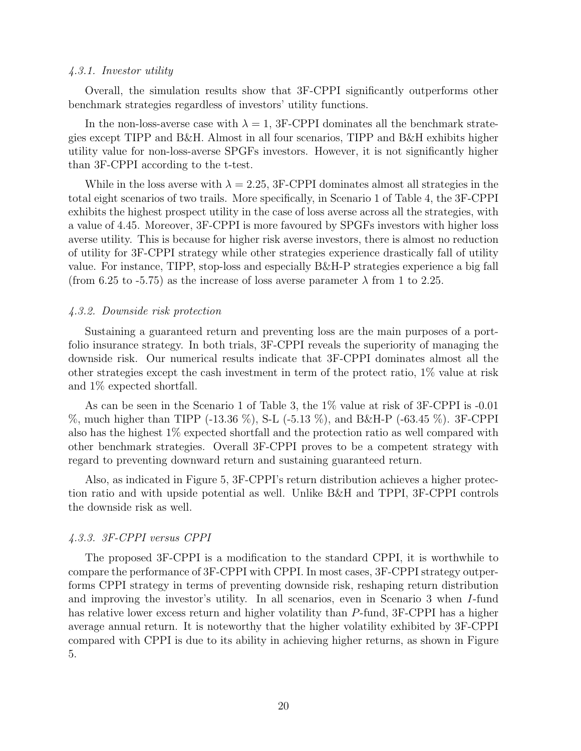#### *4.3.1. Investor utility*

Overall, the simulation results show that 3F-CPPI significantly outperforms other benchmark strategies regardless of investors' utility functions.

In the non-loss-averse case with $\lambda = 1$, 3F-CPPI dominates all the benchmark strategies except TIPP and B&H. Almost in all four scenarios, TIPP and B&H exhibits higher utility value for non-loss-averse SPGFs investors. However, it is not significantly higher than 3F-CPPI according to the t-test.

While in the loss averse with $\lambda = 2.25$, 3F-CPPI dominates almost all strategies in the total eight scenarios of two trails. More specifically, in Scenario 1 of Table 4, the 3F-CPPI exhibits the highest prospect utility in the case of loss averse across all the strategies, with a value of 4.45. Moreover, 3F-CPPI is more favoured by SPGFs investors with higher loss averse utility. This is because for higher risk averse investors, there is almost no reduction of utility for 3F-CPPI strategy while other strategies experience drastically fall of utility value. For instance, TIPP, stop-loss and especially B&H-P strategies experience a big fall (from 6.25 to -5.75) as the increase of loss averse parameter $\lambda$ from 1 to 2.25.

#### *4.3.2. Downside risk protection*

Sustaining a guaranteed return and preventing loss are the main purposes of a portfolio insurance strategy. In both trials, 3F-CPPI reveals the superiority of managing the downside risk. Our numerical results indicate that 3F-CPPI dominates almost all the other strategies except the cash investment in term of the protect ratio, 1% value at risk and 1% expected shortfall.

As can be seen in the Scenario 1 of Table 3, the 1% value at risk of 3F-CPPI is -0.01 %, much higher than TIPP (-13.36 %), S-L (-5.13 %), and B&H-P (-63.45 %). 3F-CPPI also has the highest 1% expected shortfall and the protection ratio as well compared with other benchmark strategies. Overall 3F-CPPI proves to be a competent strategy with regard to preventing downward return and sustaining guaranteed return.

Also, as indicated in Figure 5, 3F-CPPI's return distribution achieves a higher protection ratio and with upside potential as well. Unlike B&H and TPPI, 3F-CPPI controls the downside risk as well.

#### *4.3.3. 3F-CPPI versus CPPI*

The proposed 3F-CPPI is a modification to the standard CPPI, it is worthwhile to compare the performance of 3F-CPPI with CPPI. In most cases, 3F-CPPI strategy outperforms CPPI strategy in terms of preventing downside risk, reshaping return distribution and improving the investor's utility. In all scenarios, even in Scenario 3 when $I$-fund has relative lower excess return and higher volatility than $P$-fund, 3F-CPPI has a higher average annual return. It is noteworthy that the higher volatility exhibited by 3F-CPPI compared with CPPI is due to its ability in achieving higher returns, as shown in Figure 5.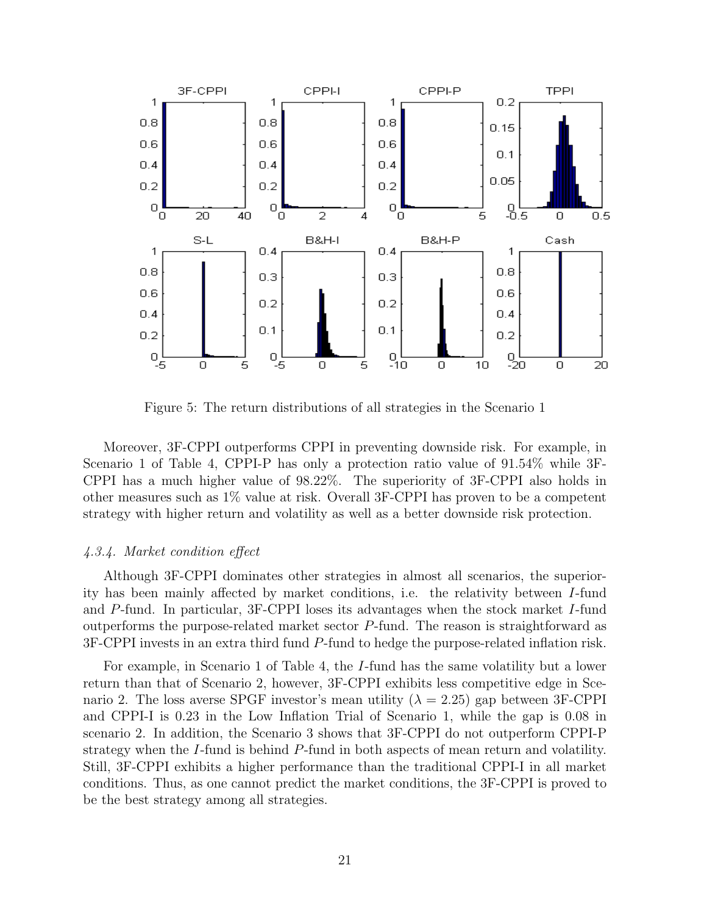Figure 5: The return distributions of all strategies in the Scenario 1

Moreover, 3F-CPPI outperforms CPPI in preventing downside risk. For example, in Scenario 1 of Table 4, CPPI-P has only a protection ratio value of 91.54% while 3F-CPPI has a much higher value of 98.22%. The superiority of 3F-CPPI also holds in other measures such as 1% value at risk. Overall 3F-CPPI has proven to be a competent strategy with higher return and volatility as well as a better downside risk protection.

*4.3.4. Market condition effect*

Although 3F-CPPI dominates other strategies in almost all scenarios, the superiority has been mainly affected by market conditions, i.e. the relativity between $I$-fund and $P$-fund. In particular, 3F-CPPI loses its advantages when the stock market $I$-fund outperforms the purpose-related market sector $P$-fund. The reason is straightforward as 3F-CPPI invests in an extra third fund $P$-fund to hedge the purpose-related inflation risk.

For example, in Scenario 1 of Table 4, the $I$-fund has the same volatility but a lower return than that of Scenario 2, however, 3F-CPPI exhibits less competitive edge in Scenario 2. The loss averse SPGF investor's mean utility ($\lambda = 2.25$) gap between 3F-CPPI and CPPI-I is 0.23 in the Low Inflation Trial of Scenario 1, while the gap is 0.08 in scenario 2. In addition, the Scenario 3 shows that 3F-CPPI do not outperform CPPI-P strategy when the $I$-fund is behind $P$-fund in both aspects of mean return and volatility. Still, 3F-CPPI exhibits a higher performance than the traditional CPPI-I in all market conditions. Thus, as one cannot predict the market conditions, the 3F-CPPI is proved to be the best strategy among all strategies.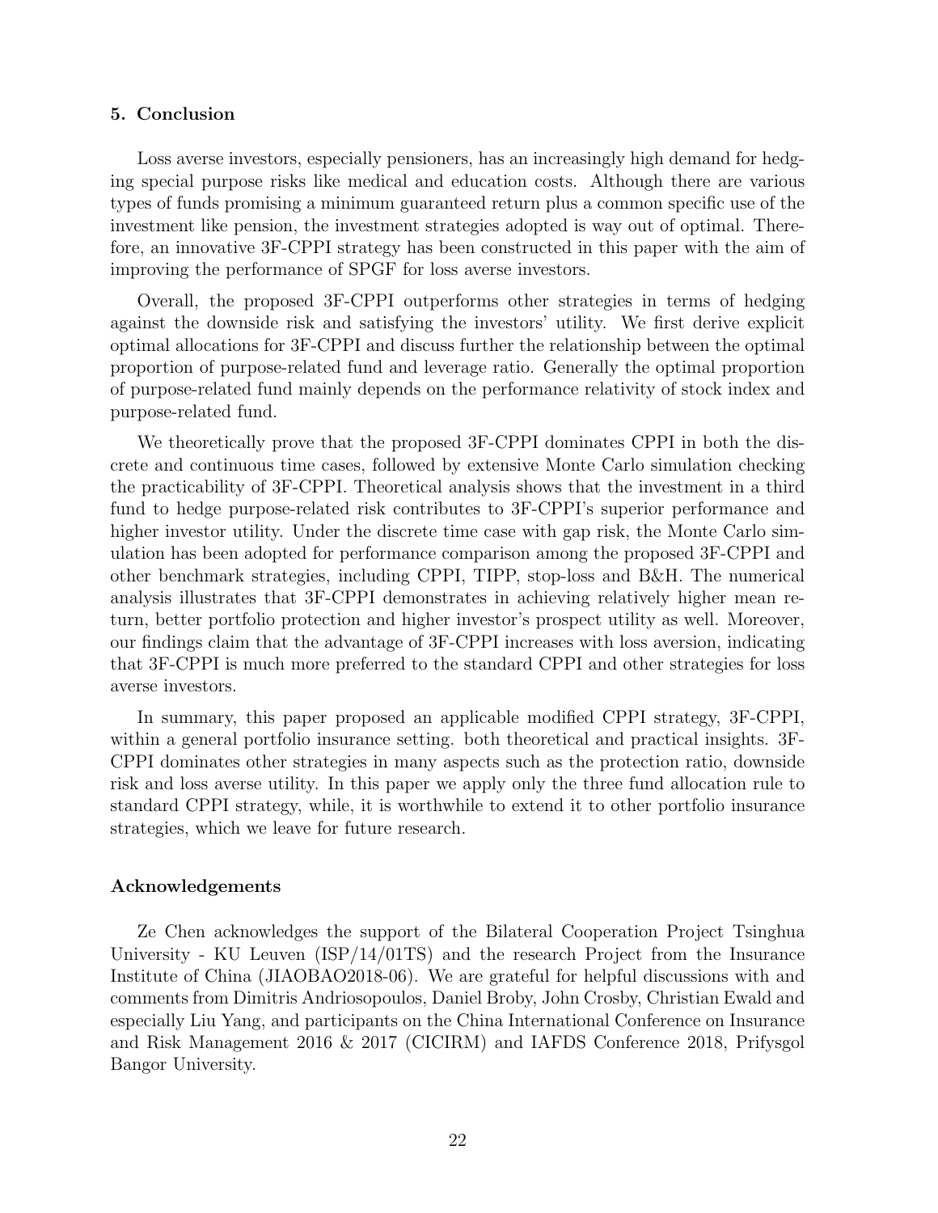## 5. Conclusion

Loss averse investors, especially pensioners, has an increasingly high demand for hedging special purpose risks like medical and education costs. Although there are various types of funds promising a minimum guaranteed return plus a common specific use of the investment like pension, the investment strategies adopted is way out of optimal. Therefore, an innovative 3F-CPPI strategy has been constructed in this paper with the aim of improving the performance of SPGF for loss averse investors.

Overall, the proposed 3F-CPPI outperforms other strategies in terms of hedging against the downside risk and satisfying the investors' utility. We first derive explicit optimal allocations for 3F-CPPI and discuss further the relationship between the optimal proportion of purpose-related fund and leverage ratio. Generally the optimal proportion of purpose-related fund mainly depends on the performance relativity of stock index and purpose-related fund.

We theoretically prove that the proposed 3F-CPPI dominates CPPI in both the discrete and continuous time cases, followed by extensive Monte Carlo simulation checking the practicability of 3F-CPPI. Theoretical analysis shows that the investment in a third fund to hedge purpose-related risk contributes to 3F-CPPI's superior performance and higher investor utility. Under the discrete time case with gap risk, the Monte Carlo simulation has been adopted for performance comparison among the proposed 3F-CPPI and other benchmark strategies, including CPPI, TIPP, stop-loss and B&H. The numerical analysis illustrates that 3F-CPPI demonstrates in achieving relatively higher mean return, better portfolio protection and higher investor's prospect utility as well. Moreover, our findings claim that the advantage of 3F-CPPI increases with loss aversion, indicating that 3F-CPPI is much more preferred to the standard CPPI and other strategies for loss averse investors.

In summary, this paper proposed an applicable modified CPPI strategy, 3F-CPPI, within a general portfolio insurance setting. both theoretical and practical insights. 3F-CPPI dominates other strategies in many aspects such as the protection ratio, downside risk and loss averse utility. In this paper we apply only the three fund allocation rule to standard CPPI strategy, while, it is worthwhile to extend it to other portfolio insurance strategies, which we leave for future research.

### Acknowledgements

Ze Chen acknowledges the support of the Bilateral Cooperation Project Tsinghua University - KU Leuven (ISP/14/01TS) and the research Project from the Insurance Institute of China (JIAOBAO2018-06). We are grateful for helpful discussions with and comments from Dimitris Andriosopoulos, Daniel Broby, John Crosby, Christian Ewald and especially Liu Yang, and participants on the China International Conference on Insurance and Risk Management 2016 & 2017 (CICIRM) and IAFDS Conference 2018, Prifysgol Bangor University.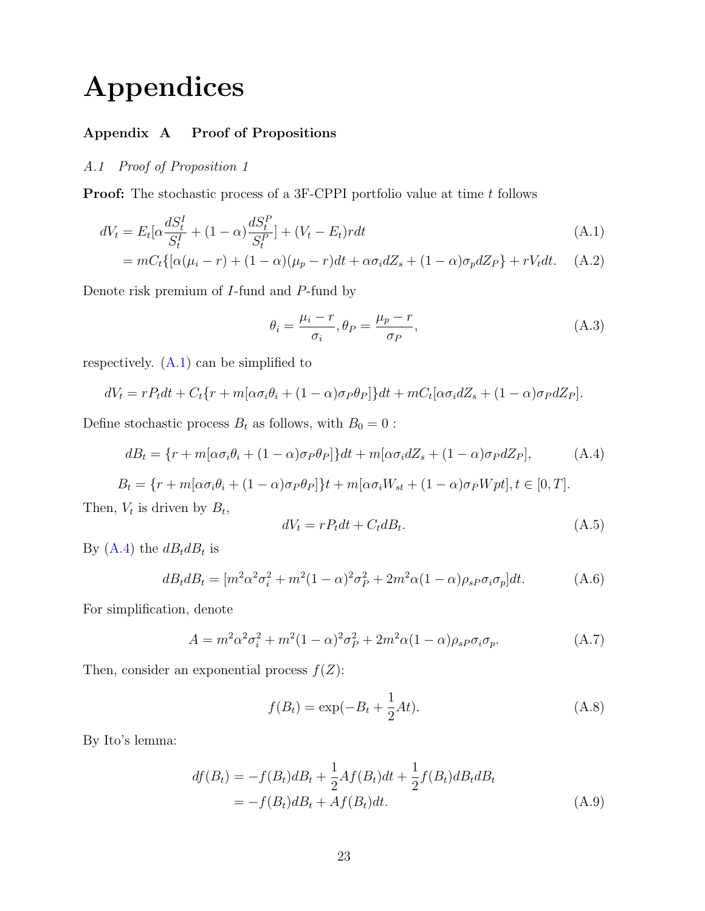# Appendices

### Appendix A Proof of Propositions

*A.1 Proof of Proposition 1*

**Proof:** The stochastic process of a 3F-CPPI portfolio value at time $t$ follows

$$dV_t = E_t[\alpha \frac{dS_t^I}{S_t^I} + (1-\alpha)\frac{dS_t^P}{S_t^P}] + (V_t - E_t)rdt \tag{A.1}$$

$$= mC_t\{[\alpha(\mu_i - r) + (1-\alpha)(\mu_p - r)dt + \alpha\sigma_i dZ_s + (1-\alpha)\sigma_p dZ_P\} + rV_t dt. \tag{A.2}$$

Denote risk premium of $I$-fund and $P$-fund by

$$\theta_i = \frac{\mu_i - r}{\sigma_i}, \theta_P = \frac{\mu_p - r}{\sigma_P}, \tag{A.3}$$

respectively. (A.1) can be simplified to

$$dV_t = rP_t dt + C_t\{r + m[\alpha\sigma_i\theta_i + (1-\alpha)\sigma_P\theta_P]\}dt + mC_t[\alpha\sigma_i dZ_s + (1-\alpha)\sigma_P dZ_P].$$

Define stochastic process $B_t$ as follows, with $B_0 = 0$ :

$$dB_t = \{r + m[\alpha\sigma_i\theta_i + (1-\alpha)\sigma_P\theta_P]\}dt + m[\alpha\sigma_i dZ_s + (1-\alpha)\sigma_P dZ_P], \tag{A.4}$$

$$B_t = \{r + m[\alpha\sigma_i\theta_i + (1-\alpha)\sigma_P\theta_P]\}t + m[\alpha\sigma_i W_{st} + (1-\alpha)\sigma_P Wpt], t \in [0,T].$$

Then, $V_t$ is driven by $B_t$,

$$dV_t = rP_t dt + C_t dB_t. \tag{A.5}$$

By (A.4) the $dB_t dB_t$ is

$$dB_t dB_t = [m^2\alpha^2\sigma_i^2 + m^2(1-\alpha)^2\sigma_P^2 + 2m^2\alpha(1-\alpha)\rho_{sP}\sigma_i\sigma_p]dt. \tag{A.6}$$

For simplification, denote

$$A = m^2\alpha^2\sigma_i^2 + m^2(1-\alpha)^2\sigma_P^2 + 2m^2\alpha(1-\alpha)\rho_{sP}\sigma_i\sigma_p. \tag{A.7}$$

Then, consider an exponential process $f(Z)$:

$$f(B_t) = \exp(-B_t + \frac{1}{2}At). \tag{A.8}$$

By Ito's lemma:

$$df(B_t) = -f(B_t)dB_t + \frac{1}{2}Af(B_t)dt + \frac{1}{2}f(B_t)dB_t dB_t$$
$$= -f(B_t)dB_t + Af(B_t)dt. \tag{A.9}$$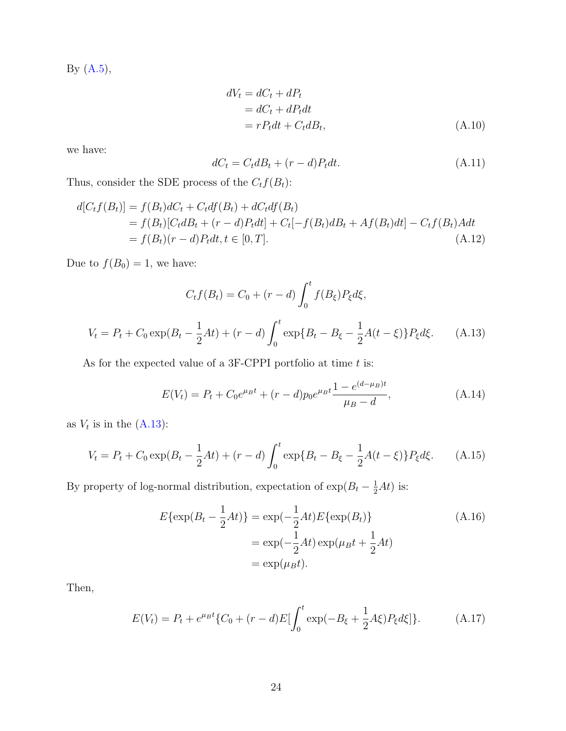By (A.5),

$$
\begin{aligned}
dV_t &= dC_t + dP_t \\
&= dC_t + dP_t dt \\
&= rP_t dt + C_t dB_t,
\end{aligned}
\tag{A.10}
$$

we have:

$$
dC_t = C_t dB_t + (r-d)P_t dt. \tag{A.11}
$$

Thus, consider the SDE process of the $C_t f(B_t)$:

$$
\begin{aligned}
d[C_t f(B_t)] &= f(B_t)dC_t + C_t df(B_t) + dC_t df(B_t) \\
&= f(B_t)[C_t dB_t + (r-d)P_t dt] + C_t[-f(B_t)dB_t + Af(B_t)dt] - C_t f(B_t)Adt \\
&= f(B_t)(r-d)P_t dt, t \in [0,T].
\end{aligned}
\tag{A.12}
$$

Due to $f(B_0) = 1$, we have:

$$
C_t f(B_t) = C_0 + (r-d)\int_0^t f(B_\xi)P_\xi d\xi,
$$

$$
V_t = P_t + C_0 \exp(B_t - \frac{1}{2}At) + (r-d)\int_0^t \exp\{B_t - B_\xi - \frac{1}{2}A(t-\xi)\}P_\xi d\xi. \tag{A.13}
$$

As for the expected value of a 3F-CPPI portfolio at time $t$ is:

$$
E(V_t) = P_t + C_0 e^{\mu_B t} + (r-d)p_0 e^{\mu_B t}\frac{1-e^{(d-\mu_B)t}}{\mu_B - d}, \tag{A.14}
$$

as $V_t$ is in the (A.13):

$$
V_t = P_t + C_0 \exp(B_t - \frac{1}{2}At) + (r-d)\int_0^t \exp\{B_t - B_\xi - \frac{1}{2}A(t-\xi)\}P_\xi d\xi. \tag{A.15}
$$

By property of log-normal distribution, expectation of $\exp(B_t - \frac{1}{2}At)$ is:

$$
\begin{aligned}
E\{\exp(B_t - \frac{1}{2}At)\} &= \exp(-\frac{1}{2}At)E\{\exp(B_t)\} \\
&= \exp(-\frac{1}{2}At)\exp(\mu_B t + \frac{1}{2}At) \\
&= \exp(\mu_B t).
\end{aligned}
\tag{A.16}
$$

Then,

$$
E(V_t) = P_t + e^{\mu_B t}\{C_0 + (r-d)E[\int_0^t \exp(-B_\xi + \frac{1}{2}A\xi)P_\xi d\xi]\}. \tag{A.17}
$$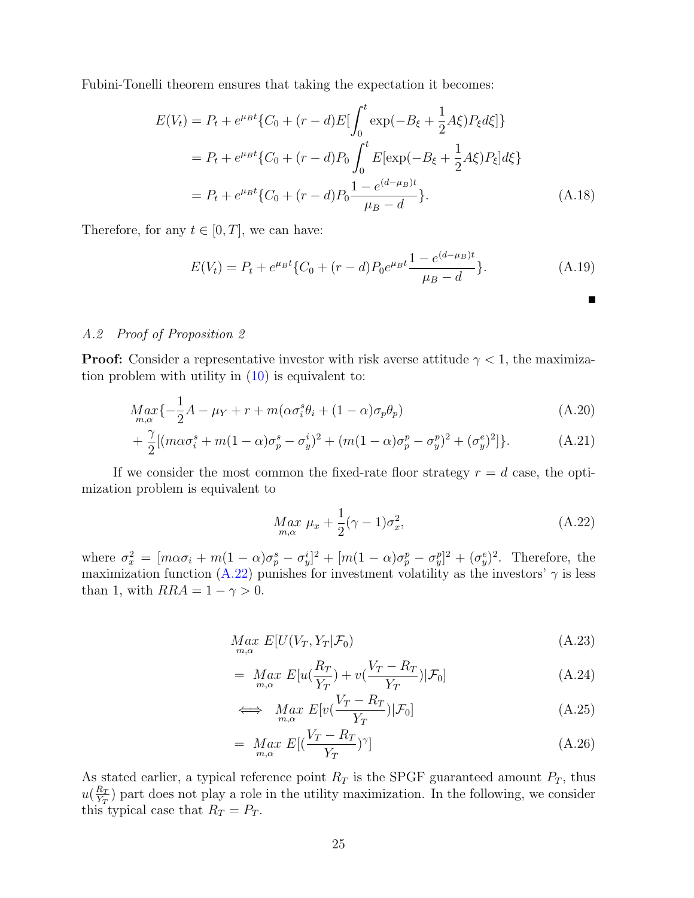Fubini-Tonelli theorem ensures that taking the expectation it becomes:

$$
\begin{aligned}
E(V_t) &= P_t + e^{\mu_B t}\{C_0 + (r-d)E[\int_0^t \exp(-B_\xi + \frac{1}{2}A\xi)P_\xi d\xi]\} \\
&= P_t + e^{\mu_B t}\{C_0 + (r-d)P_0 \int_0^t E[\exp(-B_\xi + \frac{1}{2}A\xi)P_\xi]d\xi\} \\
&= P_t + e^{\mu_B t}\{C_0 + (r-d)P_0 \frac{1-e^{(d-\mu_B)t}}{\mu_B - d}\}.
\end{aligned} \tag{A.18}
$$

Therefore, for any $t \in [0, T]$, we can have:

$$
E(V_t) = P_t + e^{\mu_B t}\{C_0 + (r-d)P_0 e^{\mu_B t}\frac{1-e^{(d-\mu_B)t}}{\mu_B - d}\}. \tag{A.19}
$$

■

*A.2 Proof of Proposition 2*

**Proof:** Consider a representative investor with risk averse attitude $\gamma < 1$, the maximization problem with utility in (10) is equivalent to:

$$
\underset{m,\alpha}{Max}\{-\frac{1}{2}A - \mu_Y + r + m(\alpha\sigma_i^s\theta_i + (1-\alpha)\sigma_p\theta_p) \tag{A.20}
$$

$$
+ \frac{\gamma}{2}[(m\alpha\sigma_i^s + m(1-\alpha)\sigma_p^s - \sigma_y^i)^2 + (m(1-\alpha)\sigma_p^p - \sigma_y^p)^2 + (\sigma_y^e)^2]\}. \tag{A.21}
$$

If we consider the most common the fixed-rate floor strategy $r = d$ case, the optimization problem is equivalent to

$$
\underset{m,\alpha}{Max}\ \mu_x + \frac{1}{2}(\gamma - 1)\sigma_x^2, \tag{A.22}
$$

where $\sigma_x^2 = [m\alpha\sigma_i + m(1-\alpha)\sigma_p^s - \sigma_y^i]^2 + [m(1-\alpha)\sigma_p^p - \sigma_y^p]^2 + (\sigma_y^e)^2$. Therefore, the maximization function (A.22) punishes for investment volatility as the investors' $\gamma$ is less than 1, with $RRA = 1 - \gamma > 0$.

$$
\underset{m,\alpha}{Max}\ E[U(V_T, Y_T|\mathcal{F}_0) \tag{A.23}
$$

$$
= \underset{m,\alpha}{Max}\ E[u(\frac{R_T}{Y_T}) + v(\frac{V_T - R_T}{Y_T})|\mathcal{F}_0] \tag{A.24}
$$

$$
\iff \underset{m,\alpha}{Max}\ E[v(\frac{V_T - R_T}{Y_T})|\mathcal{F}_0] \tag{A.25}
$$

$$
= \underset{m,\alpha}{Max}\ E[(\frac{V_T - R_T}{Y_T})^\gamma] \tag{A.26}
$$

As stated earlier, a typical reference point $R_T$ is the SPGF guaranteed amount $P_T$, thus $u(\frac{R_T}{Y_T})$ part does not play a role in the utility maximization. In the following, we consider this typical case that $R_T = P_T$.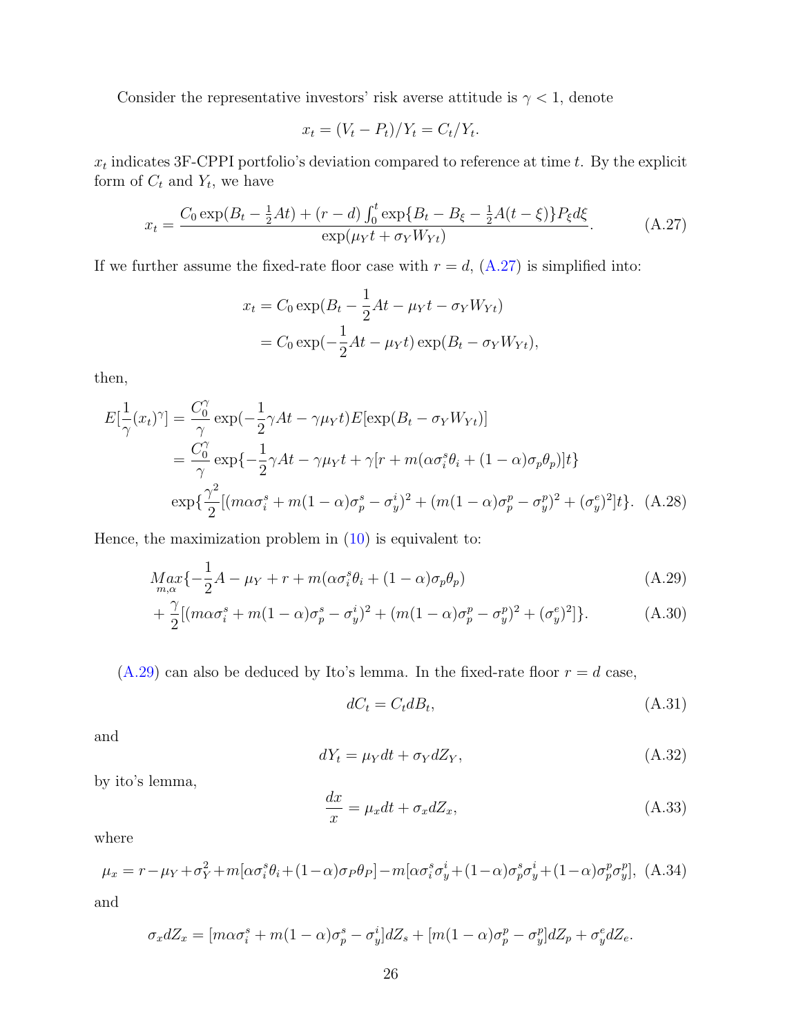Consider the representative investors' risk averse attitude is $\gamma < 1$, denote

$$x_t = (V_t - P_t)/Y_t = C_t/Y_t.$$

$x_t$ indicates 3F-CPPI portfolio's deviation compared to reference at time $t$. By the explicit form of $C_t$ and $Y_t$, we have

$$x_t = \frac{C_0 \exp(B_t - \frac{1}{2}At) + (r-d)\int_0^t \exp\{B_t - B_\xi - \frac{1}{2}A(t-\xi)\}P_\xi d\xi}{\exp(\mu_Y t + \sigma_Y W_{Yt})}. \tag{A.27}$$

If we further assume the fixed-rate floor case with $r = d$, (A.27) is simplified into:

$$\begin{aligned} x_t &= C_0 \exp(B_t - \frac{1}{2}At - \mu_Y t - \sigma_Y W_{Yt}) \\ &= C_0 \exp(-\frac{1}{2}At - \mu_Y t)\exp(B_t - \sigma_Y W_{Yt}), \end{aligned}$$

then,

$$\begin{aligned} E[\frac{1}{\gamma}(x_t)^\gamma] &= \frac{C_0^\gamma}{\gamma}\exp(-\frac{1}{2}\gamma At - \gamma\mu_Y t)E[\exp(B_t - \sigma_Y W_{Yt})] \\ &= \frac{C_0^\gamma}{\gamma}\exp\{-\frac{1}{2}\gamma At - \gamma\mu_Y t + \gamma[r + m(\alpha\sigma_i^s\theta_i + (1-\alpha)\sigma_p\theta_p)]t\} \\ &\exp\{\frac{\gamma^2}{2}[(m\alpha\sigma_i^s + m(1-\alpha)\sigma_p^s - \sigma_y^i)^2 + (m(1-\alpha)\sigma_p^p - \sigma_y^p)^2 + (\sigma_y^e)^2]t\}. \end{aligned} \tag{A.28}$$

Hence, the maximization problem in (10) is equivalent to:

$$\underset{m,\alpha}{Max}\{-\frac{1}{2}A - \mu_Y + r + m(\alpha\sigma_i^s\theta_i + (1-\alpha)\sigma_p\theta_p) \tag{A.29}$$

$$+\frac{\gamma}{2}[(m\alpha\sigma_i^s + m(1-\alpha)\sigma_p^s - \sigma_y^i)^2 + (m(1-\alpha)\sigma_p^p - \sigma_y^p)^2 + (\sigma_y^e)^2]\}. \tag{A.30}$$

(A.29) can also be deduced by Ito's lemma. In the fixed-rate floor $r = d$ case,

$$dC_t = C_t dB_t, \tag{A.31}$$

and

$$dY_t = \mu_Y dt + \sigma_Y dZ_Y, \tag{A.32}$$

by ito's lemma,

$$\frac{dx}{x} = \mu_x dt + \sigma_x dZ_x, \tag{A.33}$$

where

$$\mu_x = r - \mu_Y + \sigma_Y^2 + m[\alpha\sigma_i^s\theta_i + (1-\alpha)\sigma_P\theta_P] - m[\alpha\sigma_i^s\sigma_y^i + (1-\alpha)\sigma_p^s\sigma_y^i + (1-\alpha)\sigma_p^p\sigma_y^p], \tag{A.34}$$

and

$$\sigma_x dZ_x = [m\alpha\sigma_i^s + m(1-\alpha)\sigma_p^s - \sigma_y^i]dZ_s + [m(1-\alpha)\sigma_p^p - \sigma_y^p]dZ_p + \sigma_y^e dZ_e.$$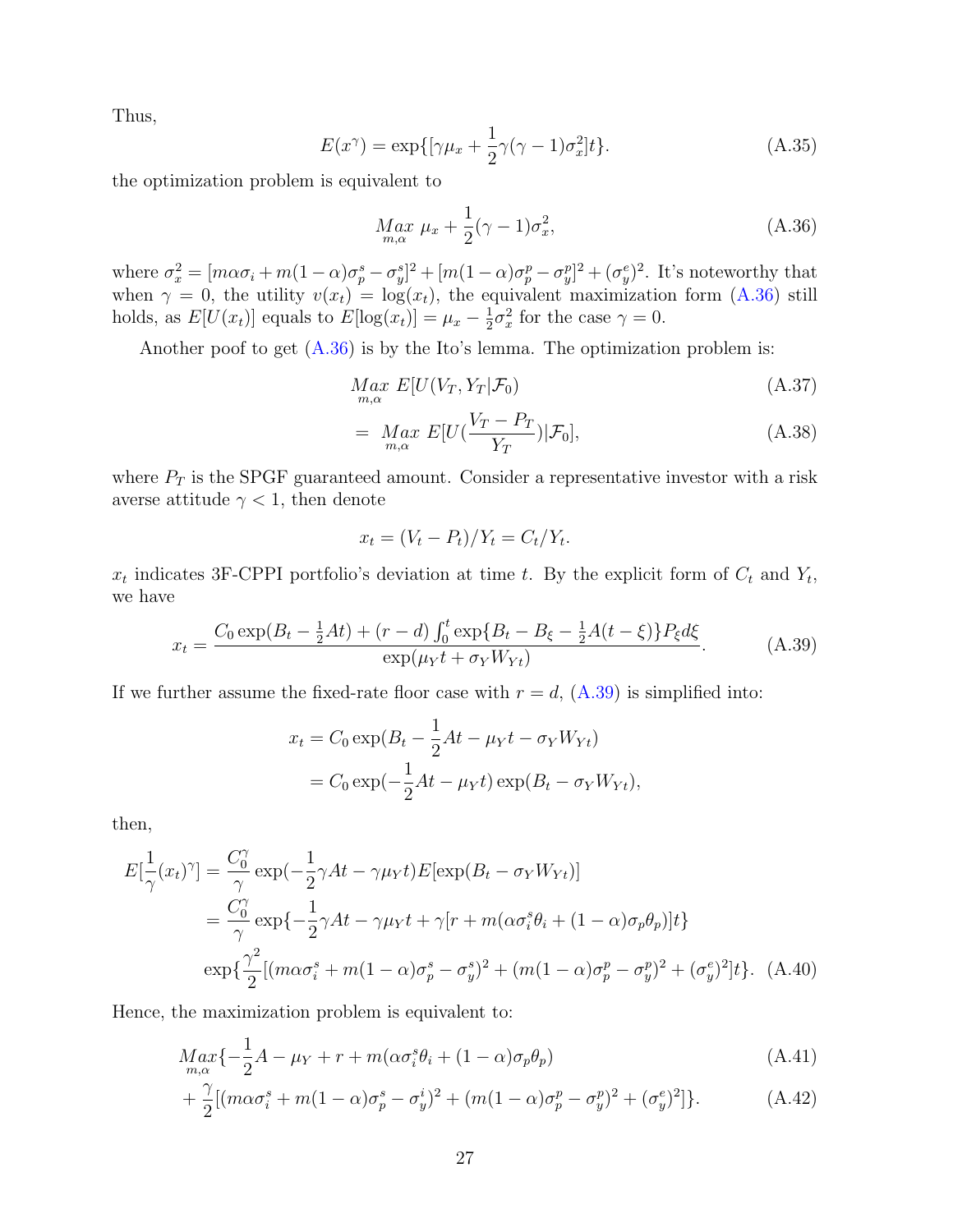Thus,

$$E(x^{\gamma}) = \exp\{[\gamma\mu_x + \frac{1}{2}\gamma(\gamma-1)\sigma_x^2]t\}. \tag{A.35}$$

the optimization problem is equivalent to

$$\underset{m,\alpha}{Max}\ \mu_x + \frac{1}{2}(\gamma-1)\sigma_x^2, \tag{A.36}$$

where $\sigma_x^2 = [m\alpha\sigma_i + m(1-\alpha)\sigma_p^s - \sigma_y^s]^2 + [m(1-\alpha)\sigma_p^p - \sigma_y^p]^2 + (\sigma_y^e)^2$. It's noteworthy that when $\gamma = 0$, the utility $v(x_t) = \log(x_t)$, the equivalent maximization form (A.36) still holds, as $E[U(x_t)]$ equals to $E[\log(x_t)] = \mu_x - \frac{1}{2}\sigma_x^2$ for the case $\gamma = 0$.

Another poof to get (A.36) is by the Ito's lemma. The optimization problem is:

$$\underset{m,\alpha}{Max}\ E[U(V_T, Y_T|\mathcal{F}_0) \tag{A.37}$$

$$= \underset{m,\alpha}{Max}\ E[U(\frac{V_T - P_T}{Y_T})|\mathcal{F}_0], \tag{A.38}$$

where $P_T$ is the SPGF guaranteed amount. Consider a representative investor with a risk averse attitude $\gamma < 1$, then denote

$$x_t = (V_t - P_t)/Y_t = C_t/Y_t.$$

$x_t$ indicates 3F-CPPI portfolio's deviation at time $t$. By the explicit form of $C_t$ and $Y_t$, we have

$$x_t = \frac{C_0 \exp(B_t - \frac{1}{2}At) + (r-d)\int_0^t \exp\{B_t - B_\xi - \frac{1}{2}A(t-\xi)\}P_\xi d\xi}{\exp(\mu_Y t + \sigma_Y W_{Yt})}. \tag{A.39}$$

If we further assume the fixed-rate floor case with $r = d$, (A.39) is simplified into:

$$\begin{aligned}
x_t &= C_0 \exp(B_t - \frac{1}{2}At - \mu_Y t - \sigma_Y W_{Yt}) \\
&= C_0 \exp(-\frac{1}{2}At - \mu_Y t)\exp(B_t - \sigma_Y W_{Yt}),
\end{aligned}$$

then,

$$\begin{aligned}
E[\frac{1}{\gamma}(x_t)^{\gamma}] &= \frac{C_0^{\gamma}}{\gamma}\exp(-\frac{1}{2}\gamma At - \gamma\mu_Y t)E[\exp(B_t - \sigma_Y W_{Yt})] \\
&= \frac{C_0^{\gamma}}{\gamma}\exp\{-\frac{1}{2}\gamma At - \gamma\mu_Y t + \gamma[r + m(\alpha\sigma_i^s\theta_i + (1-\alpha)\sigma_p\theta_p)]t\} \\
&\quad \exp\{\frac{\gamma^2}{2}[(m\alpha\sigma_i^s + m(1-\alpha)\sigma_p^s - \sigma_y^s)^2 + (m(1-\alpha)\sigma_p^p - \sigma_y^p)^2 + (\sigma_y^e)^2]t\}. \quad \text{(A.40)}
\end{aligned}$$

Hence, the maximization problem is equivalent to:

$$\underset{m,\alpha}{Max}\{-\frac{1}{2}A - \mu_Y + r + m(\alpha\sigma_i^s\theta_i + (1-\alpha)\sigma_p\theta_p) \tag{A.41}$$

$$+ \frac{\gamma}{2}[(m\alpha\sigma_i^s + m(1-\alpha)\sigma_p^s - \sigma_y^i)^2 + (m(1-\alpha)\sigma_p^p - \sigma_y^p)^2 + (\sigma_y^e)^2]\}. \tag{A.42}$$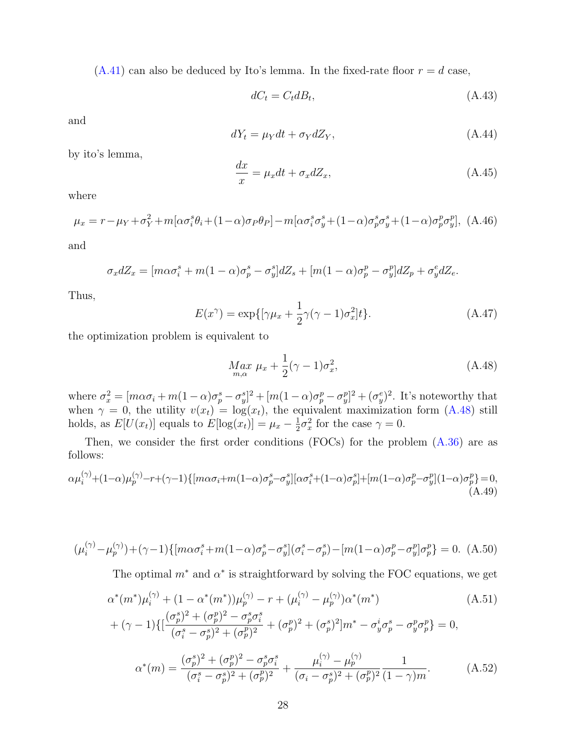(A.41) can also be deduced by Ito's lemma. In the fixed-rate floor $r = d$ case,

$$dC_t = C_t dB_t, \tag{A.43}$$

and

$$dY_t = \mu_Y dt + \sigma_Y dZ_Y, \tag{A.44}$$

by ito's lemma,

$$\frac{dx}{x} = \mu_x dt + \sigma_x dZ_x, \tag{A.45}$$

where

$$\mu_x = r - \mu_Y + \sigma_Y^2 + m[\alpha\sigma_i^s\theta_i + (1-\alpha)\sigma_P\theta_P] - m[\alpha\sigma_i^s\sigma_y^s + (1-\alpha)\sigma_p^s\sigma_y^s + (1-\alpha)\sigma_p^p\sigma_y^p], \tag{A.46}$$

and

$$\sigma_x dZ_x = [m\alpha\sigma_i^s + m(1-\alpha)\sigma_p^s - \sigma_y^s]dZ_s + [m(1-\alpha)\sigma_p^p - \sigma_y^p]dZ_p + \sigma_y^e dZ_e.$$

Thus,

$$E(x^\gamma) = \exp\{[\gamma\mu_x + \frac{1}{2}\gamma(\gamma-1)\sigma_x^2]t\}. \tag{A.47}$$

the optimization problem is equivalent to

$$\underset{m,\alpha}{Max}\ \mu_x + \frac{1}{2}(\gamma-1)\sigma_x^2, \tag{A.48}$$

where $\sigma_x^2 = [m\alpha\sigma_i + m(1-\alpha)\sigma_p^s - \sigma_y^s]^2 + [m(1-\alpha)\sigma_p^p - \sigma_y^p]^2 + (\sigma_y^e)^2$. It's noteworthy that when $\gamma = 0$, the utility $v(x_t) = \log(x_t)$, the equivalent maximization form (A.48) still holds, as $E[U(x_t)]$ equals to $E[\log(x_t)] = \mu_x - \frac{1}{2}\sigma_x^2$ for the case $\gamma = 0$.

Then, we consider the first order conditions (FOCs) for the problem (A.36) are as follows:

$$\alpha\mu_i^{(\gamma)} + (1-\alpha)\mu_p^{(\gamma)} - r + (\gamma-1)\{[m\alpha\sigma_i + m(1-\alpha)\sigma_p^s - \sigma_y^s][\alpha\sigma_i^s + (1-\alpha)\sigma_p^s] + [m(1-\alpha)\sigma_p^p - \sigma_y^p](1-\alpha)\sigma_p^p\} = 0, \tag{A.49}$$

$$(\mu_i^{(\gamma)} - \mu_p^{(\gamma)}) + (\gamma-1)\{[m\alpha\sigma_i^s + m(1-\alpha)\sigma_p^s - \sigma_y^s](\sigma_i^s - \sigma_p^s) - [m(1-\alpha)\sigma_p^p - \sigma_y^p]\sigma_p^p\} = 0. \tag{A.50}$$

The optimal $m^*$ and $\alpha^*$ is straightforward by solving the FOC equations, we get

$$\begin{aligned} &\alpha^*(m^*)\mu_i^{(\gamma)} + (1-\alpha^*(m^*))\mu_p^{(\gamma)} - r + (\mu_i^{(\gamma)} - \mu_p^{(\gamma)})\alpha^*(m^*) \\ &+ (\gamma-1)\{[\frac{(\sigma_p^s)^2 + (\sigma_p^p)^2 - \sigma_p^s\sigma_i^s}{(\sigma_i^s - \sigma_p^s)^2 + (\sigma_p^p)^2} + (\sigma_p^p)^2 + (\sigma_p^s)^2]m^* - \sigma_y^i\sigma_p^s - \sigma_y^p\sigma_p^p\} = 0, \end{aligned} \tag{A.51}$$

$$\alpha^*(m) = \frac{(\sigma_p^s)^2 + (\sigma_p^p)^2 - \sigma_p^s\sigma_i^s}{(\sigma_i^s - \sigma_p^s)^2 + (\sigma_p^p)^2} + \frac{\mu_i^{(\gamma)} - \mu_p^{(\gamma)}}{(\sigma_i - \sigma_p^s)^2 + (\sigma_p^p)^2}\frac{1}{(1-\gamma)m}. \tag{A.52}$$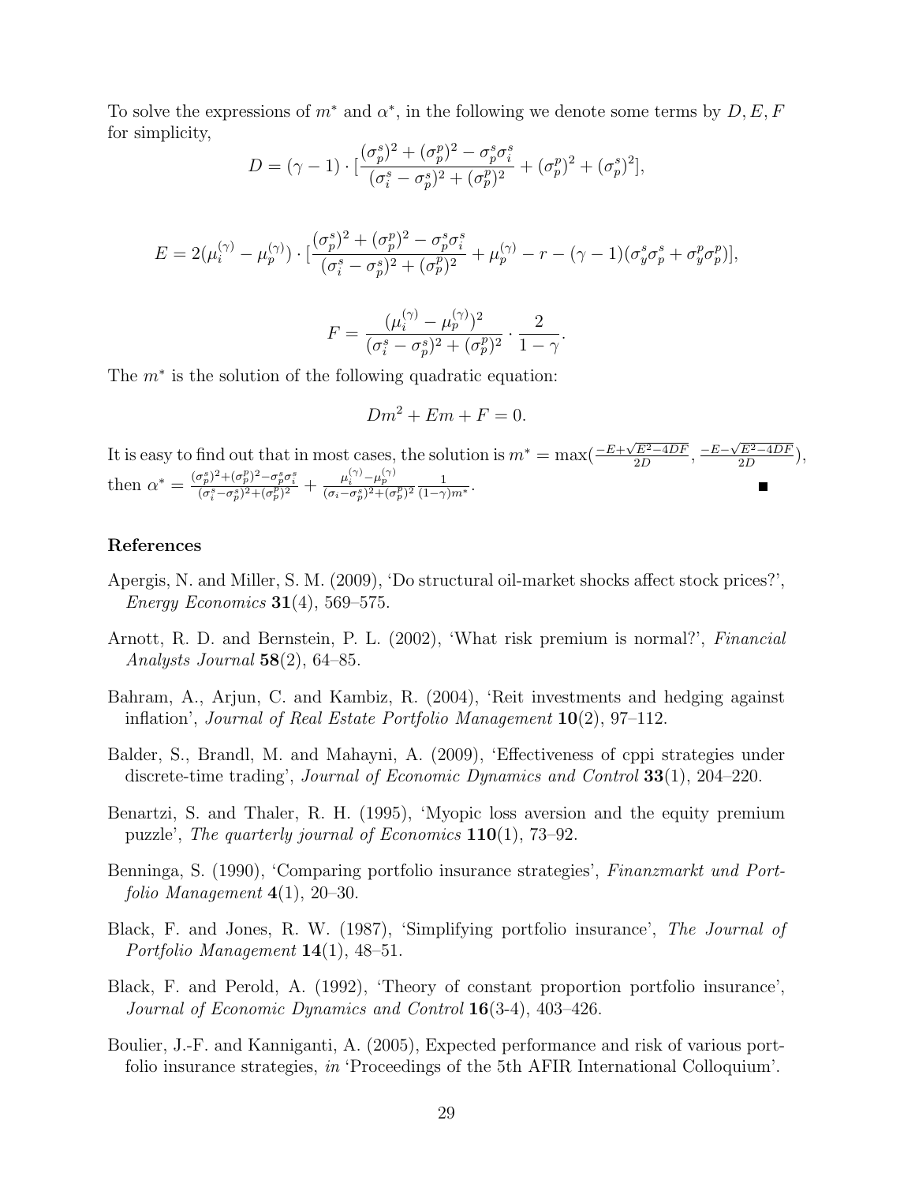To solve the expressions of $m^*$ and $\alpha^*$, in the following we denote some terms by $D, E, F$ for simplicity,

$$D = (\gamma - 1) \cdot [\frac{(\sigma_p^s)^2 + (\sigma_p^p)^2 - \sigma_p^s \sigma_i^s}{(\sigma_i^s - \sigma_p^s)^2 + (\sigma_p^p)^2} + (\sigma_p^p)^2 + (\sigma_p^s)^2],$$

$$E = 2(\mu_i^{(\gamma)} - \mu_p^{(\gamma)}) \cdot [\frac{(\sigma_p^s)^2 + (\sigma_p^p)^2 - \sigma_p^s \sigma_i^s}{(\sigma_i^s - \sigma_p^s)^2 + (\sigma_p^p)^2} + \mu_p^{(\gamma)} - r - (\gamma - 1)(\sigma_y^s \sigma_p^s + \sigma_y^p \sigma_p^p)],$$

$$F = \frac{(\mu_i^{(\gamma)} - \mu_p^{(\gamma)})^2}{(\sigma_i^s - \sigma_p^s)^2 + (\sigma_p^p)^2} \cdot \frac{2}{1 - \gamma}.$$

The $m^*$ is the solution of the following quadratic equation:

$$Dm^2 + Em + F = 0.$$

It is easy to find out that in most cases, the solution is $m^* = \max(\frac{-E+\sqrt{E^2-4DF}}{2D}, \frac{-E-\sqrt{E^2-4DF}}{2D})$, then $\alpha^* = \frac{(\sigma_p^s)^2+(\sigma_p^p)^2-\sigma_p^s\sigma_i^s}{(\sigma_i^s-\sigma_p^s)^2+(\sigma_p^p)^2} + \frac{\mu_i^{(\gamma)}-\mu_p^{(\gamma)}}{(\sigma_i-\sigma_p^s)^2+(\sigma_p^p)^2} \frac{1}{(1-\gamma)m^*}$. ∎

## References

Apergis, N. and Miller, S. M. (2009), 'Do structural oil-market shocks affect stock prices?', *Energy Economics* **31**(4), 569–575.

Arnott, R. D. and Bernstein, P. L. (2002), 'What risk premium is normal?', *Financial Analysts Journal* **58**(2), 64–85.

Bahram, A., Arjun, C. and Kambiz, R. (2004), 'Reit investments and hedging against inflation', *Journal of Real Estate Portfolio Management* **10**(2), 97–112.

Balder, S., Brandl, M. and Mahayni, A. (2009), 'Effectiveness of cppi strategies under discrete-time trading', *Journal of Economic Dynamics and Control* **33**(1), 204–220.

Benartzi, S. and Thaler, R. H. (1995), 'Myopic loss aversion and the equity premium puzzle', *The quarterly journal of Economics* **110**(1), 73–92.

Benninga, S. (1990), 'Comparing portfolio insurance strategies', *Finanzmarkt und Portfolio Management* **4**(1), 20–30.

Black, F. and Jones, R. W. (1987), 'Simplifying portfolio insurance', *The Journal of Portfolio Management* **14**(1), 48–51.

Black, F. and Perold, A. (1992), 'Theory of constant proportion portfolio insurance', *Journal of Economic Dynamics and Control* **16**(3-4), 403–426.

Boulier, J.-F. and Kanniganti, A. (2005), Expected performance and risk of various portfolio insurance strategies, *in* 'Proceedings of the 5th AFIR International Colloquium'.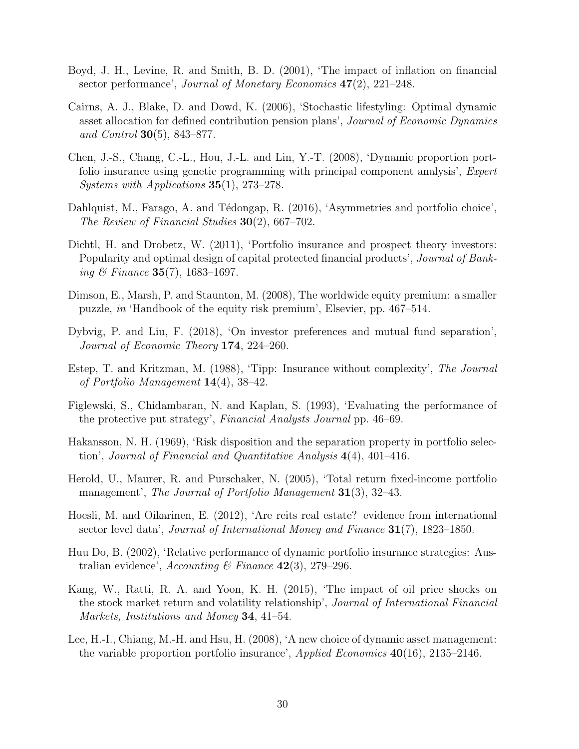Boyd, J. H., Levine, R. and Smith, B. D. (2001), 'The impact of inflation on financial sector performance', *Journal of Monetary Economics* **47**(2), 221–248.

Cairns, A. J., Blake, D. and Dowd, K. (2006), 'Stochastic lifestyling: Optimal dynamic asset allocation for defined contribution pension plans', *Journal of Economic Dynamics and Control* **30**(5), 843–877.

Chen, J.-S., Chang, C.-L., Hou, J.-L. and Lin, Y.-T. (2008), 'Dynamic proportion portfolio insurance using genetic programming with principal component analysis', *Expert Systems with Applications* **35**(1), 273–278.

Dahlquist, M., Farago, A. and Tédongap, R. (2016), 'Asymmetries and portfolio choice', *The Review of Financial Studies* **30**(2), 667–702.

Dichtl, H. and Drobetz, W. (2011), 'Portfolio insurance and prospect theory investors: Popularity and optimal design of capital protected financial products', *Journal of Banking & Finance* **35**(7), 1683–1697.

Dimson, E., Marsh, P. and Staunton, M. (2008), The worldwide equity premium: a smaller puzzle, *in* 'Handbook of the equity risk premium', Elsevier, pp. 467–514.

Dybvig, P. and Liu, F. (2018), 'On investor preferences and mutual fund separation', *Journal of Economic Theory* **174**, 224–260.

Estep, T. and Kritzman, M. (1988), 'Tipp: Insurance without complexity', *The Journal of Portfolio Management* **14**(4), 38–42.

Figlewski, S., Chidambaran, N. and Kaplan, S. (1993), 'Evaluating the performance of the protective put strategy', *Financial Analysts Journal* pp. 46–69.

Hakansson, N. H. (1969), 'Risk disposition and the separation property in portfolio selection', *Journal of Financial and Quantitative Analysis* **4**(4), 401–416.

Herold, U., Maurer, R. and Purschaker, N. (2005), 'Total return fixed-income portfolio management', *The Journal of Portfolio Management* **31**(3), 32–43.

Hoesli, M. and Oikarinen, E. (2012), 'Are reits real estate? evidence from international sector level data', *Journal of International Money and Finance* **31**(7), 1823–1850.

Huu Do, B. (2002), 'Relative performance of dynamic portfolio insurance strategies: Australian evidence', *Accounting & Finance* **42**(3), 279–296.

Kang, W., Ratti, R. A. and Yoon, K. H. (2015), 'The impact of oil price shocks on the stock market return and volatility relationship', *Journal of International Financial Markets, Institutions and Money* **34**, 41–54.

Lee, H.-I., Chiang, M.-H. and Hsu, H. (2008), 'A new choice of dynamic asset management: the variable proportion portfolio insurance', *Applied Economics* **40**(16), 2135–2146.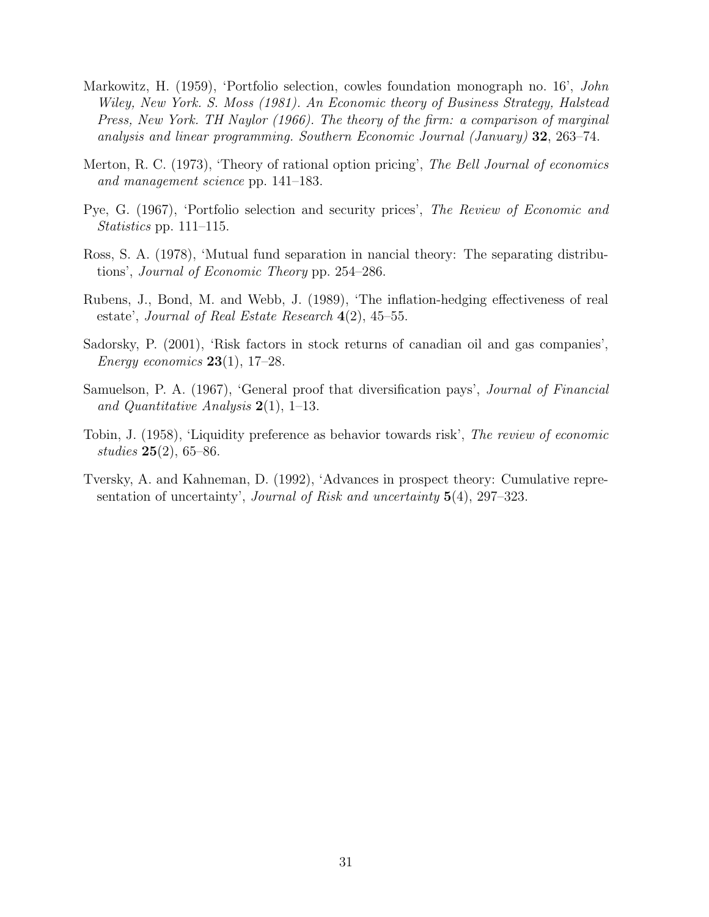Markowitz, H. (1959), 'Portfolio selection, cowles foundation monograph no. 16', *John Wiley, New York. S. Moss (1981). An Economic theory of Business Strategy, Halstead Press, New York. TH Naylor (1966). The theory of the firm: a comparison of marginal analysis and linear programming. Southern Economic Journal (January)* **32**, 263–74.

Merton, R. C. (1973), 'Theory of rational option pricing', *The Bell Journal of economics and management science* pp. 141–183.

Pye, G. (1967), 'Portfolio selection and security prices', *The Review of Economic and Statistics* pp. 111–115.

Ross, S. A. (1978), 'Mutual fund separation in nancial theory: The separating distributions', *Journal of Economic Theory* pp. 254–286.

Rubens, J., Bond, M. and Webb, J. (1989), 'The inflation-hedging effectiveness of real estate', *Journal of Real Estate Research* **4**(2), 45–55.

Sadorsky, P. (2001), 'Risk factors in stock returns of canadian oil and gas companies', *Energy economics* **23**(1), 17–28.

Samuelson, P. A. (1967), 'General proof that diversification pays', *Journal of Financial and Quantitative Analysis* **2**(1), 1–13.

Tobin, J. (1958), 'Liquidity preference as behavior towards risk', *The review of economic studies* **25**(2), 65–86.

Tversky, A. and Kahneman, D. (1992), 'Advances in prospect theory: Cumulative representation of uncertainty', *Journal of Risk and uncertainty* **5**(4), 297–323.